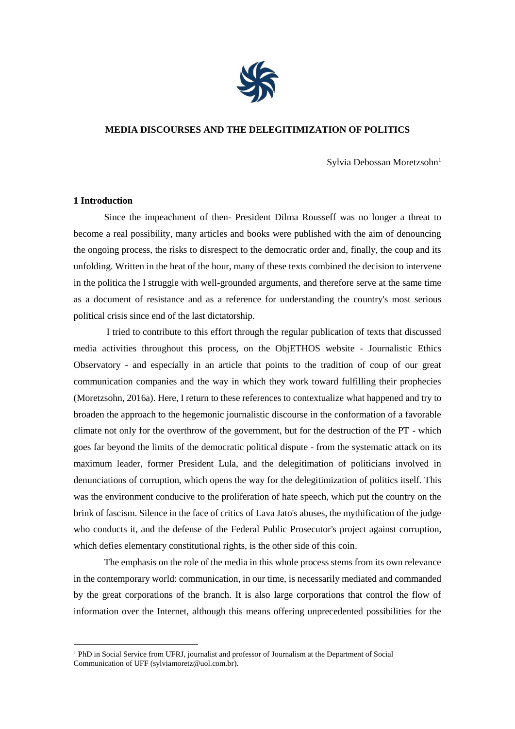# MEDIA DISCOURSES AND THE DELEGITIMIZATION OF POLITICS

Sylvia Debossan Moretzsohn[1]

## 1 Introduction

Since the impeachment of then- President Dilma Rousseff was no longer a threat to become a real possibility, many articles and books were published with the aim of denouncing the ongoing process, the risks to disrespect to the democratic order and, finally, the coup and its unfolding. Written in the heat of the hour, many of these texts combined the decision to intervene in the politica the l struggle with well-grounded arguments, and therefore serve at the same time as a document of resistance and as a reference for understanding the country's most serious political crisis since end of the last dictatorship.

I tried to contribute to this effort through the regular publication of texts that discussed media activities throughout this process, on the ObjETHOS website - Journalistic Ethics Observatory - and especially in an article that points to the tradition of coup of our great communication companies and the way in which they work toward fulfilling their prophecies (Moretzsohn, 2016a). Here, I return to these references to contextualize what happened and try to broaden the approach to the hegemonic journalistic discourse in the conformation of a favorable climate not only for the overthrow of the government, but for the destruction of the PT - which goes far beyond the limits of the democratic political dispute - from the systematic attack on its maximum leader, former President Lula, and the delegitimation of politicians involved in denunciations of corruption, which opens the way for the delegitimization of politics itself. This was the environment conducive to the proliferation of hate speech, which put the country on the brink of fascism. Silence in the face of critics of Lava Jato's abuses, the mythification of the judge who conducts it, and the defense of the Federal Public Prosecutor's project against corruption, which defies elementary constitutional rights, is the other side of this coin.

The emphasis on the role of the media in this whole process stems from its own relevance in the contemporary world: communication, in our time, is necessarily mediated and commanded by the great corporations of the branch. It is also large corporations that control the flow of information over the Internet, although this means offering unprecedented possibilities for the

[1] PhD in Social Service from UFRJ, journalist and professor of Journalism at the Department of Social Communication of UFF (sylviamoretz@uol.com.br).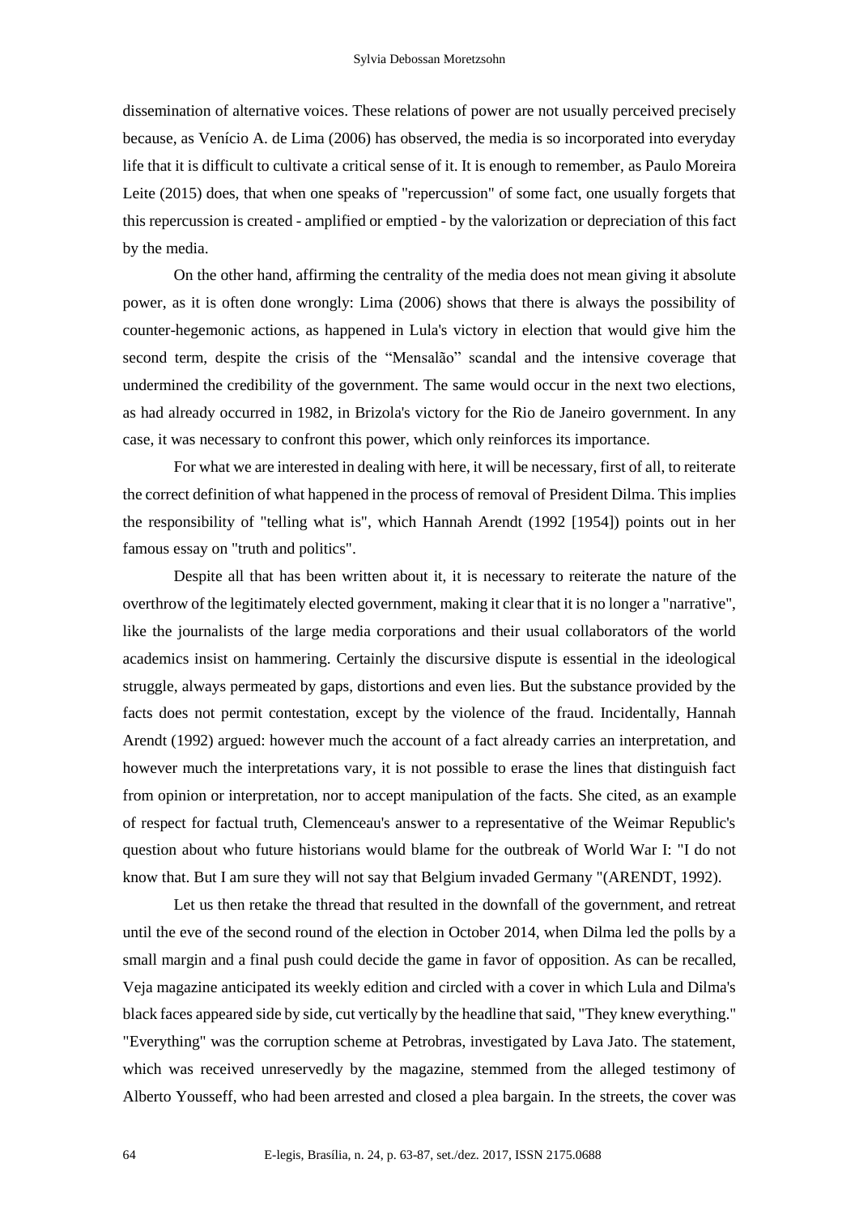dissemination of alternative voices. These relations of power are not usually perceived precisely because, as Venício A. de Lima (2006) has observed, the media is so incorporated into everyday life that it is difficult to cultivate a critical sense of it. It is enough to remember, as Paulo Moreira Leite (2015) does, that when one speaks of "repercussion" of some fact, one usually forgets that this repercussion is created - amplified or emptied - by the valorization or depreciation of this fact by the media.

On the other hand, affirming the centrality of the media does not mean giving it absolute power, as it is often done wrongly: Lima (2006) shows that there is always the possibility of counter-hegemonic actions, as happened in Lula's victory in election that would give him the second term, despite the crisis of the "Mensalão" scandal and the intensive coverage that undermined the credibility of the government. The same would occur in the next two elections, as had already occurred in 1982, in Brizola's victory for the Rio de Janeiro government. In any case, it was necessary to confront this power, which only reinforces its importance.

For what we are interested in dealing with here, it will be necessary, first of all, to reiterate the correct definition of what happened in the process of removal of President Dilma. This implies the responsibility of "telling what is", which Hannah Arendt (1992 [1954]) points out in her famous essay on "truth and politics".

Despite all that has been written about it, it is necessary to reiterate the nature of the overthrow of the legitimately elected government, making it clear that it is no longer a "narrative", like the journalists of the large media corporations and their usual collaborators of the world academics insist on hammering. Certainly the discursive dispute is essential in the ideological struggle, always permeated by gaps, distortions and even lies. But the substance provided by the facts does not permit contestation, except by the violence of the fraud. Incidentally, Hannah Arendt (1992) argued: however much the account of a fact already carries an interpretation, and however much the interpretations vary, it is not possible to erase the lines that distinguish fact from opinion or interpretation, nor to accept manipulation of the facts. She cited, as an example of respect for factual truth, Clemenceau's answer to a representative of the Weimar Republic's question about who future historians would blame for the outbreak of World War I: "I do not know that. But I am sure they will not say that Belgium invaded Germany "(ARENDT, 1992).

Let us then retake the thread that resulted in the downfall of the government, and retreat until the eve of the second round of the election in October 2014, when Dilma led the polls by a small margin and a final push could decide the game in favor of opposition. As can be recalled, Veja magazine anticipated its weekly edition and circled with a cover in which Lula and Dilma's black faces appeared side by side, cut vertically by the headline that said, "They knew everything." "Everything" was the corruption scheme at Petrobras, investigated by Lava Jato. The statement, which was received unreservedly by the magazine, stemmed from the alleged testimony of Alberto Yousseff, who had been arrested and closed a plea bargain. In the streets, the cover was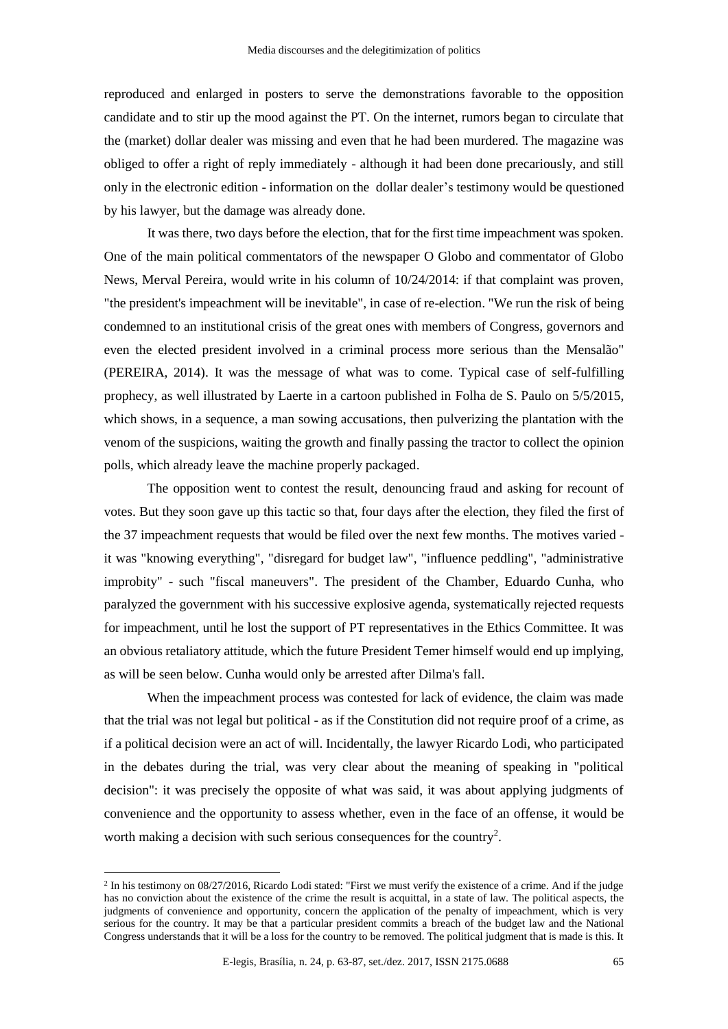reproduced and enlarged in posters to serve the demonstrations favorable to the opposition candidate and to stir up the mood against the PT. On the internet, rumors began to circulate that the (market) dollar dealer was missing and even that he had been murdered. The magazine was obliged to offer a right of reply immediately - although it had been done precariously, and still only in the electronic edition - information on the dollar dealer's testimony would be questioned by his lawyer, but the damage was already done.

It was there, two days before the election, that for the first time impeachment was spoken. One of the main political commentators of the newspaper O Globo and commentator of Globo News, Merval Pereira, would write in his column of 10/24/2014: if that complaint was proven, "the president's impeachment will be inevitable", in case of re-election. "We run the risk of being condemned to an institutional crisis of the great ones with members of Congress, governors and even the elected president involved in a criminal process more serious than the Mensalão" (PEREIRA, 2014). It was the message of what was to come. Typical case of self-fulfilling prophecy, as well illustrated by Laerte in a cartoon published in Folha de S. Paulo on 5/5/2015, which shows, in a sequence, a man sowing accusations, then pulverizing the plantation with the venom of the suspicions, waiting the growth and finally passing the tractor to collect the opinion polls, which already leave the machine properly packaged.

The opposition went to contest the result, denouncing fraud and asking for recount of votes. But they soon gave up this tactic so that, four days after the election, they filed the first of the 37 impeachment requests that would be filed over the next few months. The motives varied - it was "knowing everything", "disregard for budget law", "influence peddling", "administrative improbity" - such "fiscal maneuvers". The president of the Chamber, Eduardo Cunha, who paralyzed the government with his successive explosive agenda, systematically rejected requests for impeachment, until he lost the support of PT representatives in the Ethics Committee. It was an obvious retaliatory attitude, which the future President Temer himself would end up implying, as will be seen below. Cunha would only be arrested after Dilma's fall.

When the impeachment process was contested for lack of evidence, the claim was made that the trial was not legal but political - as if the Constitution did not require proof of a crime, as if a political decision were an act of will. Incidentally, the lawyer Ricardo Lodi, who participated in the debates during the trial, was very clear about the meaning of speaking in "political decision": it was precisely the opposite of what was said, it was about applying judgments of convenience and the opportunity to assess whether, even in the face of an offense, it would be worth making a decision with such serious consequences for the country[2].

---

[2] In his testimony on 08/27/2016, Ricardo Lodi stated: "First we must verify the existence of a crime. And if the judge has no conviction about the existence of the crime the result is acquittal, in a state of law. The political aspects, the judgments of convenience and opportunity, concern the application of the penalty of impeachment, which is very serious for the country. It may be that a particular president commits a breach of the budget law and the National Congress understands that it will be a loss for the country to be removed. The political judgment that is made is this. It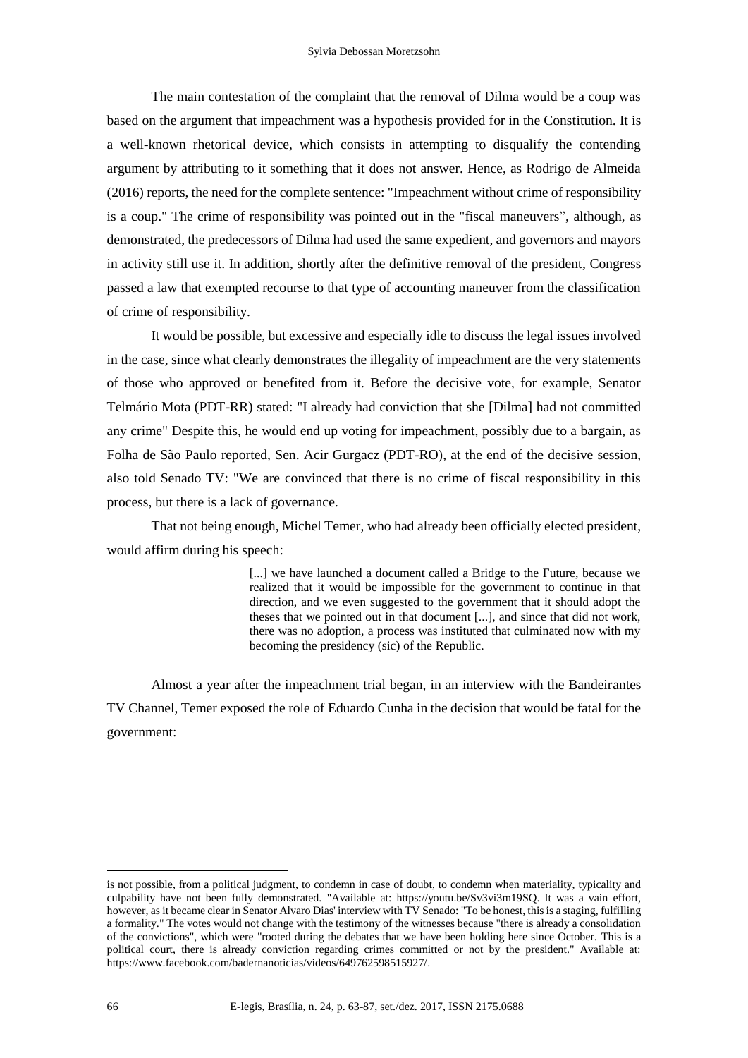The main contestation of the complaint that the removal of Dilma would be a coup was based on the argument that impeachment was a hypothesis provided for in the Constitution. It is a well-known rhetorical device, which consists in attempting to disqualify the contending argument by attributing to it something that it does not answer. Hence, as Rodrigo de Almeida (2016) reports, the need for the complete sentence: "Impeachment without crime of responsibility is a coup." The crime of responsibility was pointed out in the "fiscal maneuvers", although, as demonstrated, the predecessors of Dilma had used the same expedient, and governors and mayors in activity still use it. In addition, shortly after the definitive removal of the president, Congress passed a law that exempted recourse to that type of accounting maneuver from the classification of crime of responsibility.

It would be possible, but excessive and especially idle to discuss the legal issues involved in the case, since what clearly demonstrates the illegality of impeachment are the very statements of those who approved or benefited from it. Before the decisive vote, for example, Senator Telmário Mota (PDT-RR) stated: "I already had conviction that she [Dilma] had not committed any crime" Despite this, he would end up voting for impeachment, possibly due to a bargain, as Folha de São Paulo reported, Sen. Acir Gurgacz (PDT-RO), at the end of the decisive session, also told Senado TV: "We are convinced that there is no crime of fiscal responsibility in this process, but there is a lack of governance.

That not being enough, Michel Temer, who had already been officially elected president, would affirm during his speech:

> [...] we have launched a document called a Bridge to the Future, because we realized that it would be impossible for the government to continue in that direction, and we even suggested to the government that it should adopt the theses that we pointed out in that document [...], and since that did not work, there was no adoption, a process was instituted that culminated now with my becoming the presidency (sic) of the Republic.

Almost a year after the impeachment trial began, in an interview with the Bandeirantes TV Channel, Temer exposed the role of Eduardo Cunha in the decision that would be fatal for the government:

---

is not possible, from a political judgment, to condemn in case of doubt, to condemn when materiality, typicality and culpability have not been fully demonstrated. "Available at: https://youtu.be/Sv3vi3m19SQ. It was a vain effort, however, as it became clear in Senator Alvaro Dias' interview with TV Senado: "To be honest, this is a staging, fulfilling a formality." The votes would not change with the testimony of the witnesses because "there is already a consolidation of the convictions", which were "rooted during the debates that we have been holding here since October. This is a political court, there is already conviction regarding crimes committed or not by the president." Available at: https://www.facebook.com/badernanoticias/videos/649762598515927/.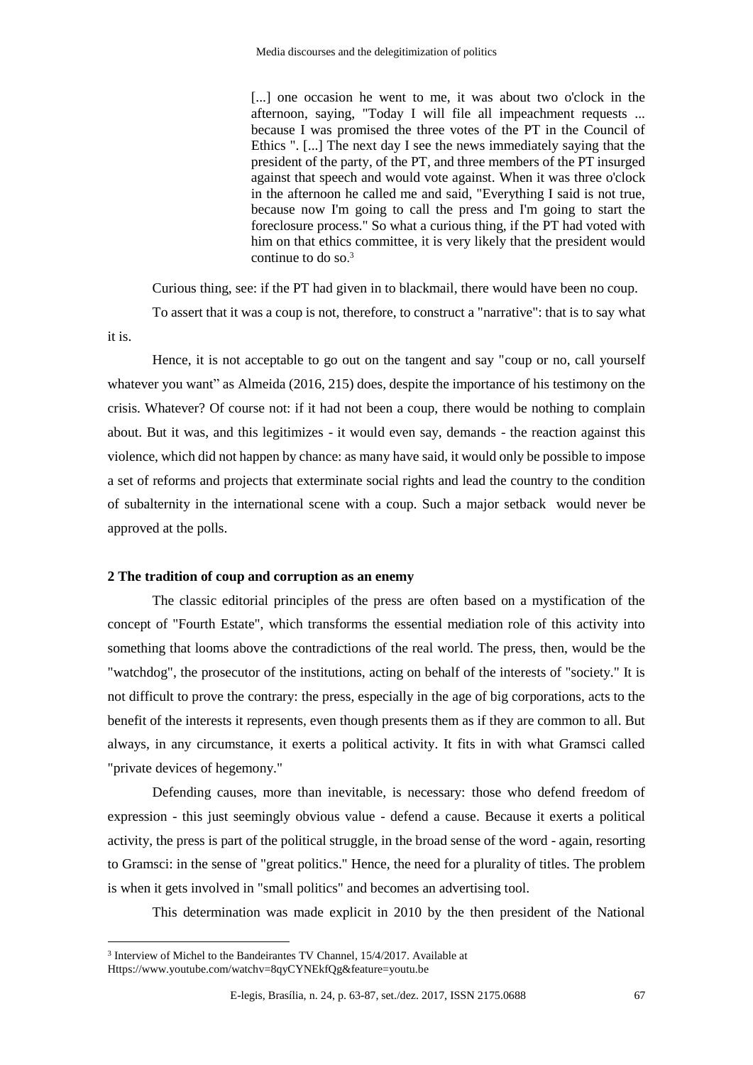> [...] one occasion he went to me, it was about two o'clock in the afternoon, saying, "Today I will file all impeachment requests ... because I was promised the three votes of the PT in the Council of Ethics ". [...] The next day I see the news immediately saying that the president of the party, of the PT, and three members of the PT insurged against that speech and would vote against. When it was three o'clock in the afternoon he called me and said, "Everything I said is not true, because now I'm going to call the press and I'm going to start the foreclosure process." So what a curious thing, if the PT had voted with him on that ethics committee, it is very likely that the president would continue to do so.[3]

Curious thing, see: if the PT had given in to blackmail, there would have been no coup.

To assert that it was a coup is not, therefore, to construct a "narrative": that is to say what it is.

Hence, it is not acceptable to go out on the tangent and say "coup or no, call yourself whatever you want" as Almeida (2016, 215) does, despite the importance of his testimony on the crisis. Whatever? Of course not: if it had not been a coup, there would be nothing to complain about. But it was, and this legitimizes - it would even say, demands - the reaction against this violence, which did not happen by chance: as many have said, it would only be possible to impose a set of reforms and projects that exterminate social rights and lead the country to the condition of subalternity in the international scene with a coup. Such a major setback would never be approved at the polls.

## 2 The tradition of coup and corruption as an enemy

The classic editorial principles of the press are often based on a mystification of the concept of "Fourth Estate", which transforms the essential mediation role of this activity into something that looms above the contradictions of the real world. The press, then, would be the "watchdog", the prosecutor of the institutions, acting on behalf of the interests of "society." It is not difficult to prove the contrary: the press, especially in the age of big corporations, acts to the benefit of the interests it represents, even though presents them as if they are common to all. But always, in any circumstance, it exerts a political activity. It fits in with what Gramsci called "private devices of hegemony."

Defending causes, more than inevitable, is necessary: those who defend freedom of expression - this just seemingly obvious value - defend a cause. Because it exerts a political activity, the press is part of the political struggle, in the broad sense of the word - again, resorting to Gramsci: in the sense of "great politics." Hence, the need for a plurality of titles. The problem is when it gets involved in "small politics" and becomes an advertising tool.

This determination was made explicit in 2010 by the then president of the National

---

[3] Interview of Michel to the Bandeirantes TV Channel, 15/4/2017. Available at Https://www.youtube.com/watchv=8qyCYNEkfQg&feature=youtu.be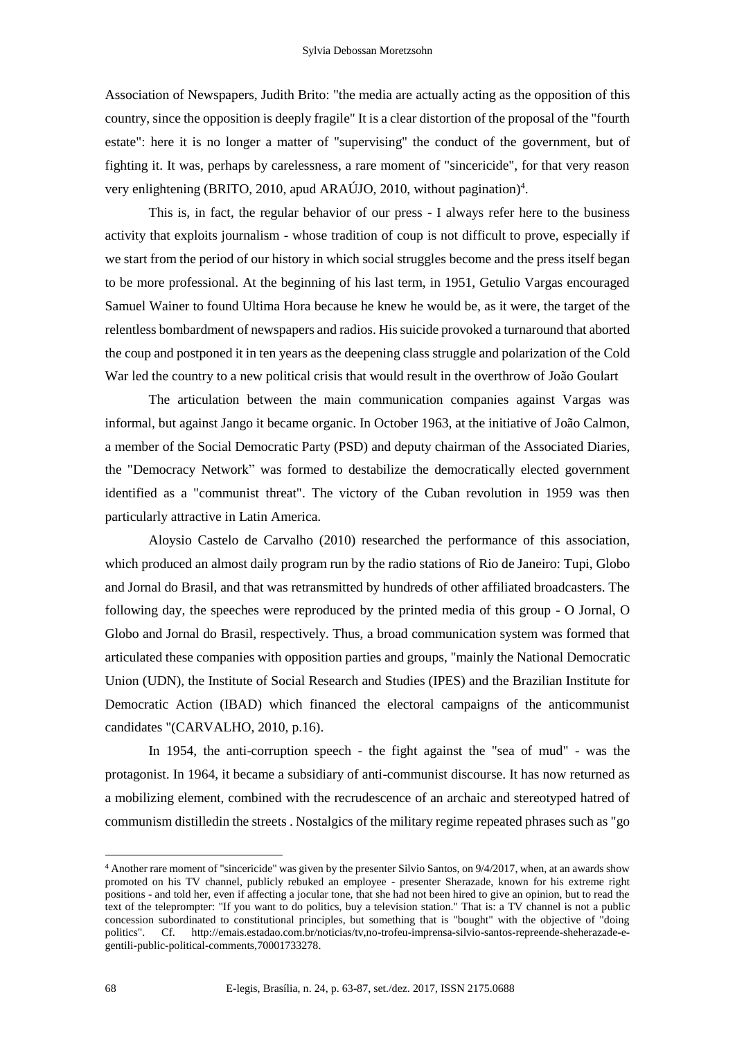Association of Newspapers, Judith Brito: "the media are actually acting as the opposition of this country, since the opposition is deeply fragile" It is a clear distortion of the proposal of the "fourth estate": here it is no longer a matter of "supervising" the conduct of the government, but of fighting it. It was, perhaps by carelessness, a rare moment of "sincericide", for that very reason very enlightening (BRITO, 2010, apud ARAÚJO, 2010, without pagination)[4].

This is, in fact, the regular behavior of our press - I always refer here to the business activity that exploits journalism - whose tradition of coup is not difficult to prove, especially if we start from the period of our history in which social struggles become and the press itself began to be more professional. At the beginning of his last term, in 1951, Getulio Vargas encouraged Samuel Wainer to found Ultima Hora because he knew he would be, as it were, the target of the relentless bombardment of newspapers and radios. His suicide provoked a turnaround that aborted the coup and postponed it in ten years as the deepening class struggle and polarization of the Cold War led the country to a new political crisis that would result in the overthrow of João Goulart

The articulation between the main communication companies against Vargas was informal, but against Jango it became organic. In October 1963, at the initiative of João Calmon, a member of the Social Democratic Party (PSD) and deputy chairman of the Associated Diaries, the "Democracy Network" was formed to destabilize the democratically elected government identified as a "communist threat". The victory of the Cuban revolution in 1959 was then particularly attractive in Latin America.

Aloysio Castelo de Carvalho (2010) researched the performance of this association, which produced an almost daily program run by the radio stations of Rio de Janeiro: Tupi, Globo and Jornal do Brasil, and that was retransmitted by hundreds of other affiliated broadcasters. The following day, the speeches were reproduced by the printed media of this group - O Jornal, O Globo and Jornal do Brasil, respectively. Thus, a broad communication system was formed that articulated these companies with opposition parties and groups, "mainly the National Democratic Union (UDN), the Institute of Social Research and Studies (IPES) and the Brazilian Institute for Democratic Action (IBAD) which financed the electoral campaigns of the anticommunist candidates "(CARVALHO, 2010, p.16).

In 1954, the anti-corruption speech - the fight against the "sea of mud" - was the protagonist. In 1964, it became a subsidiary of anti-communist discourse. It has now returned as a mobilizing element, combined with the recrudescence of an archaic and stereotyped hatred of communism distilledin the streets . Nostalgics of the military regime repeated phrases such as "go

[4] Another rare moment of "sincericide" was given by the presenter Silvio Santos, on 9/4/2017, when, at an awards show promoted on his TV channel, publicly rebuked an employee - presenter Sherazade, known for his extreme right positions - and told her, even if affecting a jocular tone, that she had not been hired to give an opinion, but to read the text of the teleprompter: "If you want to do politics, buy a television station." That is: a TV channel is not a public concession subordinated to constitutional principles, but something that is "bought" with the objective of "doing politics". Cf. http://emais.estadao.com.br/noticias/tv,no-trofeu-imprensa-silvio-santos-repreende-sheherazade-e-gentili-public-political-comments,70001733278.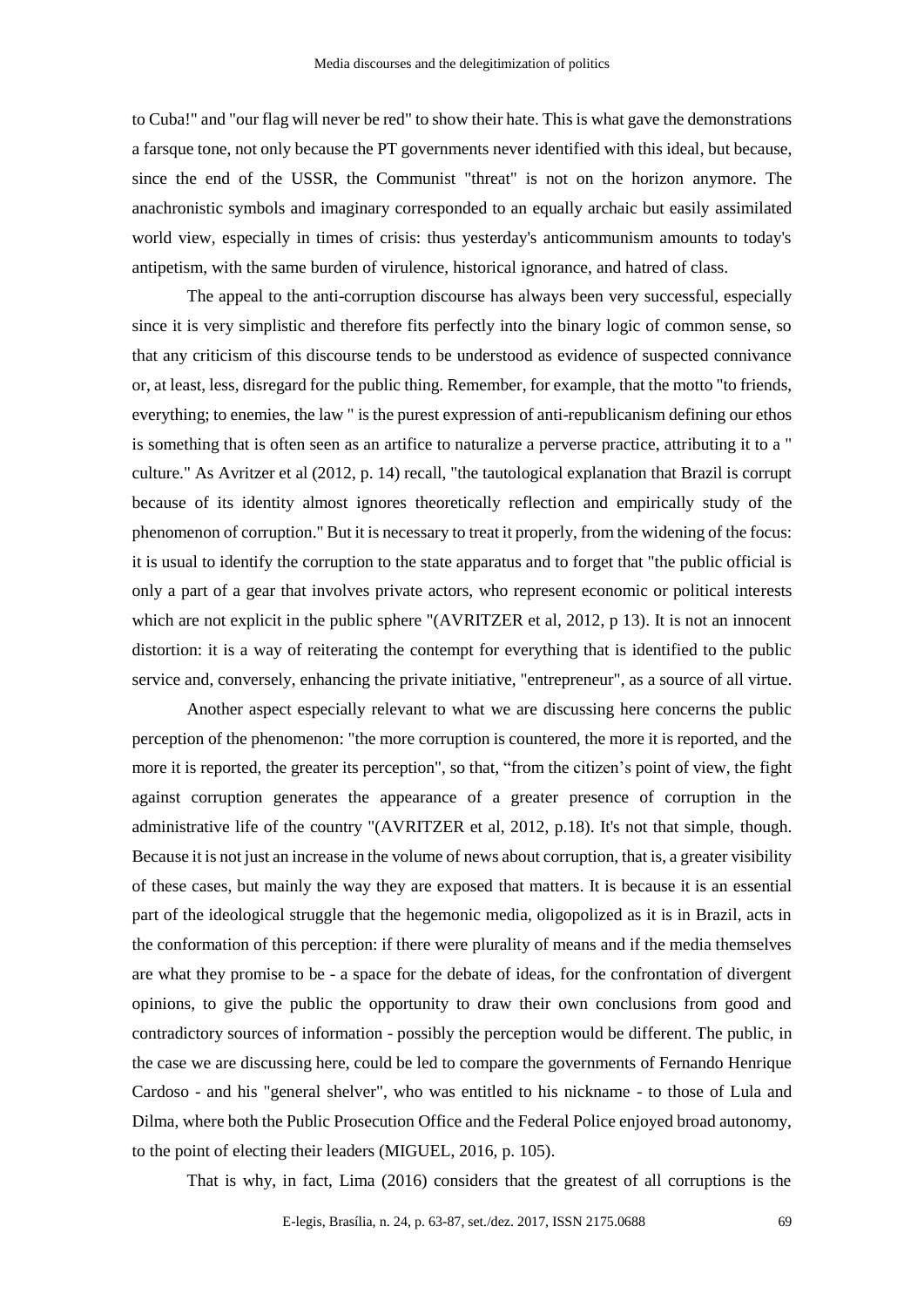to Cuba!" and "our flag will never be red" to show their hate. This is what gave the demonstrations a farsque tone, not only because the PT governments never identified with this ideal, but because, since the end of the USSR, the Communist "threat" is not on the horizon anymore. The anachronistic symbols and imaginary corresponded to an equally archaic but easily assimilated world view, especially in times of crisis: thus yesterday's anticommunism amounts to today's antipetism, with the same burden of virulence, historical ignorance, and hatred of class.

The appeal to the anti-corruption discourse has always been very successful, especially since it is very simplistic and therefore fits perfectly into the binary logic of common sense, so that any criticism of this discourse tends to be understood as evidence of suspected connivance or, at least, less, disregard for the public thing. Remember, for example, that the motto "to friends, everything; to enemies, the law " is the purest expression of anti-republicanism defining our ethos is something that is often seen as an artifice to naturalize a perverse practice, attributing it to a " culture." As Avritzer et al (2012, p. 14) recall, "the tautological explanation that Brazil is corrupt because of its identity almost ignores theoretically reflection and empirically study of the phenomenon of corruption." But it is necessary to treat it properly, from the widening of the focus: it is usual to identify the corruption to the state apparatus and to forget that "the public official is only a part of a gear that involves private actors, who represent economic or political interests which are not explicit in the public sphere "(AVRITZER et al, 2012, p 13). It is not an innocent distortion: it is a way of reiterating the contempt for everything that is identified to the public service and, conversely, enhancing the private initiative, "entrepreneur", as a source of all virtue.

Another aspect especially relevant to what we are discussing here concerns the public perception of the phenomenon: "the more corruption is countered, the more it is reported, and the more it is reported, the greater its perception", so that, "from the citizen's point of view, the fight against corruption generates the appearance of a greater presence of corruption in the administrative life of the country "(AVRITZER et al, 2012, p.18). It's not that simple, though. Because it is not just an increase in the volume of news about corruption, that is, a greater visibility of these cases, but mainly the way they are exposed that matters. It is because it is an essential part of the ideological struggle that the hegemonic media, oligopolized as it is in Brazil, acts in the conformation of this perception: if there were plurality of means and if the media themselves are what they promise to be - a space for the debate of ideas, for the confrontation of divergent opinions, to give the public the opportunity to draw their own conclusions from good and contradictory sources of information - possibly the perception would be different. The public, in the case we are discussing here, could be led to compare the governments of Fernando Henrique Cardoso - and his "general shelver", who was entitled to his nickname - to those of Lula and Dilma, where both the Public Prosecution Office and the Federal Police enjoyed broad autonomy, to the point of electing their leaders (MIGUEL, 2016, p. 105).

That is why, in fact, Lima (2016) considers that the greatest of all corruptions is the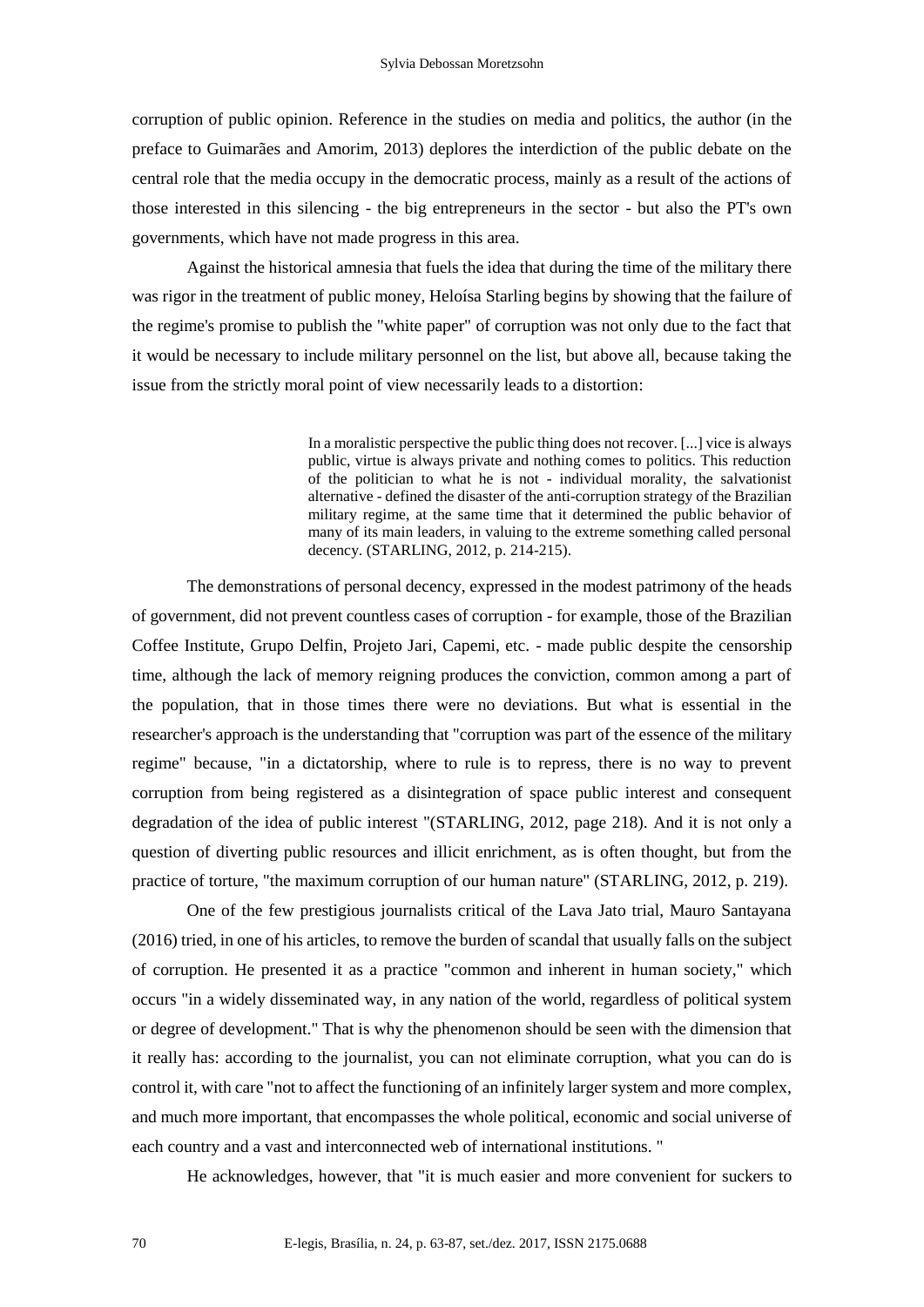corruption of public opinion. Reference in the studies on media and politics, the author (in the preface to Guimarães and Amorim, 2013) deplores the interdiction of the public debate on the central role that the media occupy in the democratic process, mainly as a result of the actions of those interested in this silencing - the big entrepreneurs in the sector - but also the PT's own governments, which have not made progress in this area.

Against the historical amnesia that fuels the idea that during the time of the military there was rigor in the treatment of public money, Heloísa Starling begins by showing that the failure of the regime's promise to publish the "white paper" of corruption was not only due to the fact that it would be necessary to include military personnel on the list, but above all, because taking the issue from the strictly moral point of view necessarily leads to a distortion:

> In a moralistic perspective the public thing does not recover. [...] vice is always public, virtue is always private and nothing comes to politics. This reduction of the politician to what he is not - individual morality, the salvationist alternative - defined the disaster of the anti-corruption strategy of the Brazilian military regime, at the same time that it determined the public behavior of many of its main leaders, in valuing to the extreme something called personal decency. (STARLING, 2012, p. 214-215).

The demonstrations of personal decency, expressed in the modest patrimony of the heads of government, did not prevent countless cases of corruption - for example, those of the Brazilian Coffee Institute, Grupo Delfin, Projeto Jari, Capemi, etc. - made public despite the censorship time, although the lack of memory reigning produces the conviction, common among a part of the population, that in those times there were no deviations. But what is essential in the researcher's approach is the understanding that "corruption was part of the essence of the military regime" because, "in a dictatorship, where to rule is to repress, there is no way to prevent corruption from being registered as a disintegration of space public interest and consequent degradation of the idea of public interest "(STARLING, 2012, page 218). And it is not only a question of diverting public resources and illicit enrichment, as is often thought, but from the practice of torture, "the maximum corruption of our human nature" (STARLING, 2012, p. 219).

One of the few prestigious journalists critical of the Lava Jato trial, Mauro Santayana (2016) tried, in one of his articles, to remove the burden of scandal that usually falls on the subject of corruption. He presented it as a practice "common and inherent in human society," which occurs "in a widely disseminated way, in any nation of the world, regardless of political system or degree of development." That is why the phenomenon should be seen with the dimension that it really has: according to the journalist, you can not eliminate corruption, what you can do is control it, with care "not to affect the functioning of an infinitely larger system and more complex, and much more important, that encompasses the whole political, economic and social universe of each country and a vast and interconnected web of international institutions. "

He acknowledges, however, that "it is much easier and more convenient for suckers to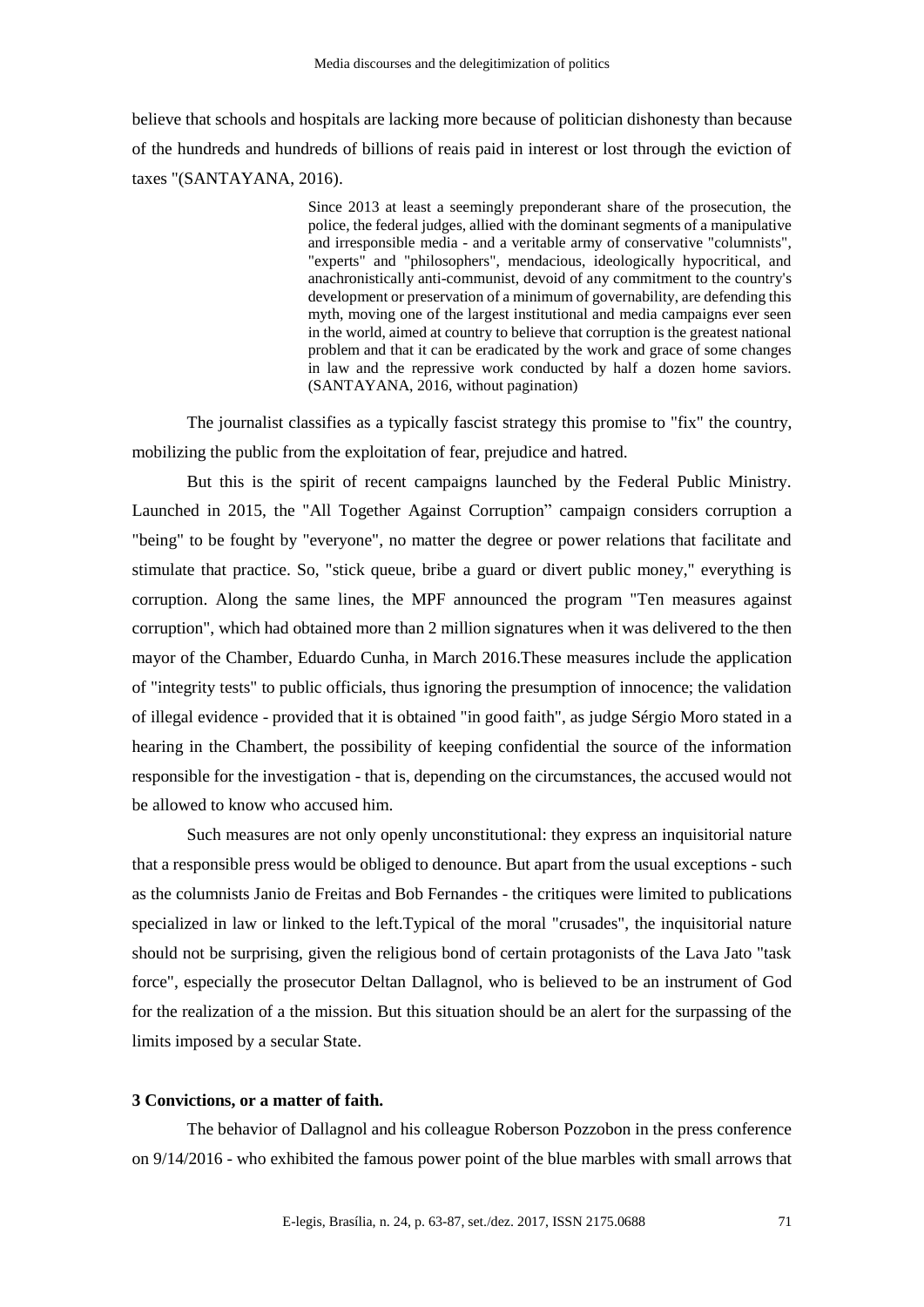believe that schools and hospitals are lacking more because of politician dishonesty than because of the hundreds and hundreds of billions of reais paid in interest or lost through the eviction of taxes "(SANTAYANA, 2016).

> Since 2013 at least a seemingly preponderant share of the prosecution, the police, the federal judges, allied with the dominant segments of a manipulative and irresponsible media - and a veritable army of conservative "columnists", "experts" and "philosophers", mendacious, ideologically hypocritical, and anachronistically anti-communist, devoid of any commitment to the country's development or preservation of a minimum of governability, are defending this myth, moving one of the largest institutional and media campaigns ever seen in the world, aimed at country to believe that corruption is the greatest national problem and that it can be eradicated by the work and grace of some changes in law and the repressive work conducted by half a dozen home saviors. (SANTAYANA, 2016, without pagination)

The journalist classifies as a typically fascist strategy this promise to "fix" the country, mobilizing the public from the exploitation of fear, prejudice and hatred.

But this is the spirit of recent campaigns launched by the Federal Public Ministry. Launched in 2015, the "All Together Against Corruption" campaign considers corruption a "being" to be fought by "everyone", no matter the degree or power relations that facilitate and stimulate that practice. So, "stick queue, bribe a guard or divert public money," everything is corruption. Along the same lines, the MPF announced the program "Ten measures against corruption", which had obtained more than 2 million signatures when it was delivered to the then mayor of the Chamber, Eduardo Cunha, in March 2016.These measures include the application of "integrity tests" to public officials, thus ignoring the presumption of innocence; the validation of illegal evidence - provided that it is obtained "in good faith", as judge Sérgio Moro stated in a hearing in the Chambert, the possibility of keeping confidential the source of the information responsible for the investigation - that is, depending on the circumstances, the accused would not be allowed to know who accused him.

Such measures are not only openly unconstitutional: they express an inquisitorial nature that a responsible press would be obliged to denounce. But apart from the usual exceptions - such as the columnists Janio de Freitas and Bob Fernandes - the critiques were limited to publications specialized in law or linked to the left.Typical of the moral "crusades", the inquisitorial nature should not be surprising, given the religious bond of certain protagonists of the Lava Jato "task force", especially the prosecutor Deltan Dallagnol, who is believed to be an instrument of God for the realization of a the mission. But this situation should be an alert for the surpassing of the limits imposed by a secular State.

## 3 Convictions, or a matter of faith.

The behavior of Dallagnol and his colleague Roberson Pozzobon in the press conference on 9/14/2016 - who exhibited the famous power point of the blue marbles with small arrows that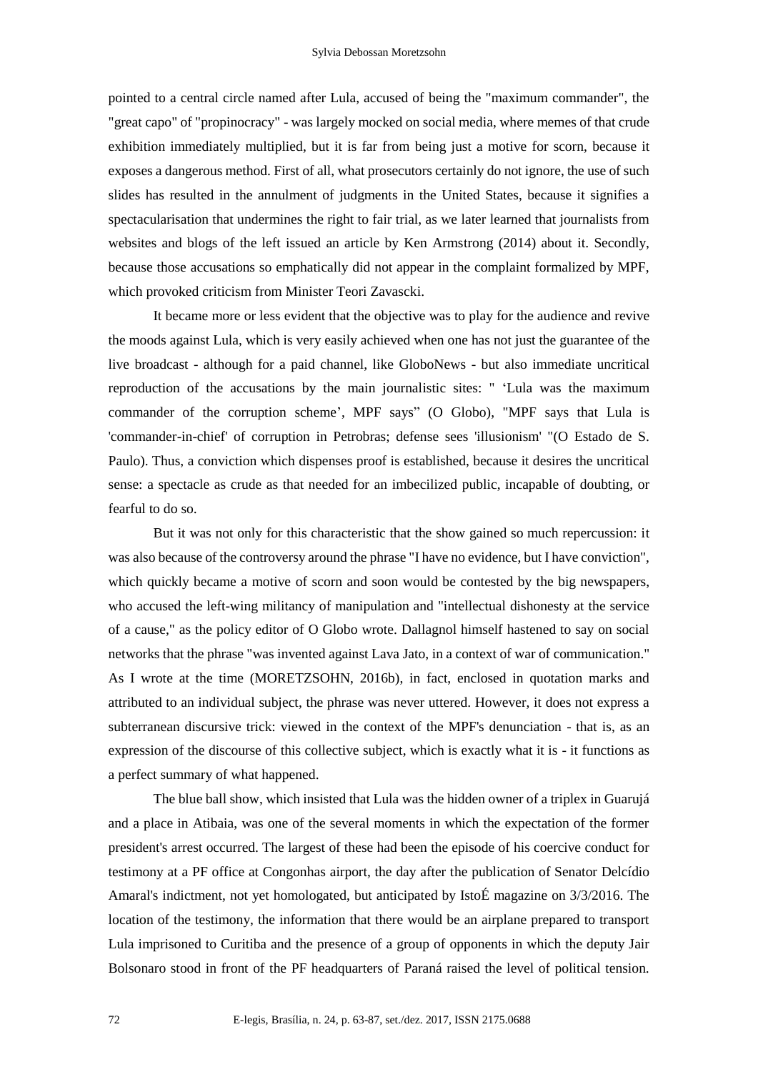pointed to a central circle named after Lula, accused of being the "maximum commander", the "great capo" of "propinocracy" - was largely mocked on social media, where memes of that crude exhibition immediately multiplied, but it is far from being just a motive for scorn, because it exposes a dangerous method. First of all, what prosecutors certainly do not ignore, the use of such slides has resulted in the annulment of judgments in the United States, because it signifies a spectacularisation that undermines the right to fair trial, as we later learned that journalists from websites and blogs of the left issued an article by Ken Armstrong (2014) about it. Secondly, because those accusations so emphatically did not appear in the complaint formalized by MPF, which provoked criticism from Minister Teori Zavascki.

It became more or less evident that the objective was to play for the audience and revive the moods against Lula, which is very easily achieved when one has not just the guarantee of the live broadcast - although for a paid channel, like GloboNews - but also immediate uncritical reproduction of the accusations by the main journalistic sites: " 'Lula was the maximum commander of the corruption scheme', MPF says" (O Globo), "MPF says that Lula is 'commander-in-chief' of corruption in Petrobras; defense sees 'illusionism' "(O Estado de S. Paulo). Thus, a conviction which dispenses proof is established, because it desires the uncritical sense: a spectacle as crude as that needed for an imbecilized public, incapable of doubting, or fearful to do so.

But it was not only for this characteristic that the show gained so much repercussion: it was also because of the controversy around the phrase "I have no evidence, but I have conviction", which quickly became a motive of scorn and soon would be contested by the big newspapers, who accused the left-wing militancy of manipulation and "intellectual dishonesty at the service of a cause," as the policy editor of O Globo wrote. Dallagnol himself hastened to say on social networks that the phrase "was invented against Lava Jato, in a context of war of communication." As I wrote at the time (MORETZSOHN, 2016b), in fact, enclosed in quotation marks and attributed to an individual subject, the phrase was never uttered. However, it does not express a subterranean discursive trick: viewed in the context of the MPF's denunciation - that is, as an expression of the discourse of this collective subject, which is exactly what it is - it functions as a perfect summary of what happened.

The blue ball show, which insisted that Lula was the hidden owner of a triplex in Guarujá and a place in Atibaia, was one of the several moments in which the expectation of the former president's arrest occurred. The largest of these had been the episode of his coercive conduct for testimony at a PF office at Congonhas airport, the day after the publication of Senator Delcídio Amaral's indictment, not yet homologated, but anticipated by IstoÉ magazine on 3/3/2016. The location of the testimony, the information that there would be an airplane prepared to transport Lula imprisoned to Curitiba and the presence of a group of opponents in which the deputy Jair Bolsonaro stood in front of the PF headquarters of Paraná raised the level of political tension.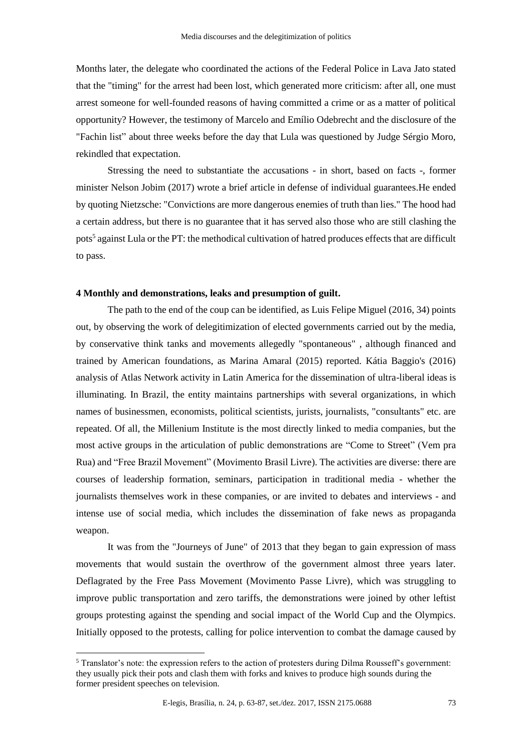Months later, the delegate who coordinated the actions of the Federal Police in Lava Jato stated that the "timing" for the arrest had been lost, which generated more criticism: after all, one must arrest someone for well-founded reasons of having committed a crime or as a matter of political opportunity? However, the testimony of Marcelo and Emílio Odebrecht and the disclosure of the "Fachin list" about three weeks before the day that Lula was questioned by Judge Sérgio Moro, rekindled that expectation.

Stressing the need to substantiate the accusations - in short, based on facts -, former minister Nelson Jobim (2017) wrote a brief article in defense of individual guarantees.He ended by quoting Nietzsche: "Convictions are more dangerous enemies of truth than lies." The hood had a certain address, but there is no guarantee that it has served also those who are still clashing the pots[5] against Lula or the PT: the methodical cultivation of hatred produces effects that are difficult to pass.

### 4 Monthly and demonstrations, leaks and presumption of guilt.

The path to the end of the coup can be identified, as Luis Felipe Miguel (2016, 34) points out, by observing the work of delegitimization of elected governments carried out by the media, by conservative think tanks and movements allegedly "spontaneous" , although financed and trained by American foundations, as Marina Amaral (2015) reported. Kátia Baggio's (2016) analysis of Atlas Network activity in Latin America for the dissemination of ultra-liberal ideas is illuminating. In Brazil, the entity maintains partnerships with several organizations, in which names of businessmen, economists, political scientists, jurists, journalists, "consultants" etc. are repeated. Of all, the Millenium Institute is the most directly linked to media companies, but the most active groups in the articulation of public demonstrations are "Come to Street" (Vem pra Rua) and "Free Brazil Movement" (Movimento Brasil Livre). The activities are diverse: there are courses of leadership formation, seminars, participation in traditional media - whether the journalists themselves work in these companies, or are invited to debates and interviews - and intense use of social media, which includes the dissemination of fake news as propaganda weapon.

It was from the "Journeys of June" of 2013 that they began to gain expression of mass movements that would sustain the overthrow of the government almost three years later. Deflagrated by the Free Pass Movement (Movimento Passe Livre), which was struggling to improve public transportation and zero tariffs, the demonstrations were joined by other leftist groups protesting against the spending and social impact of the World Cup and the Olympics. Initially opposed to the protests, calling for police intervention to combat the damage caused by

---

[5] Translator's note: the expression refers to the action of protesters during Dilma Rousseff's government: they usually pick their pots and clash them with forks and knives to produce high sounds during the former president speeches on television.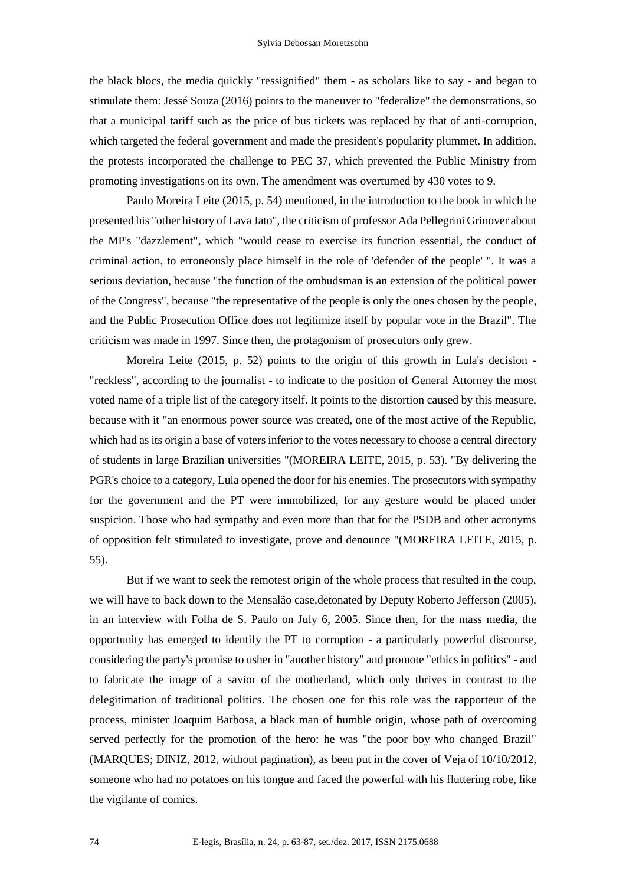the black blocs, the media quickly "ressignified" them - as scholars like to say - and began to stimulate them: Jessé Souza (2016) points to the maneuver to "federalize" the demonstrations, so that a municipal tariff such as the price of bus tickets was replaced by that of anti-corruption, which targeted the federal government and made the president's popularity plummet. In addition, the protests incorporated the challenge to PEC 37, which prevented the Public Ministry from promoting investigations on its own. The amendment was overturned by 430 votes to 9.

Paulo Moreira Leite (2015, p. 54) mentioned, in the introduction to the book in which he presented his "other history of Lava Jato", the criticism of professor Ada Pellegrini Grinover about the MP's "dazzlement", which "would cease to exercise its function essential, the conduct of criminal action, to erroneously place himself in the role of 'defender of the people' ". It was a serious deviation, because "the function of the ombudsman is an extension of the political power of the Congress", because "the representative of the people is only the ones chosen by the people, and the Public Prosecution Office does not legitimize itself by popular vote in the Brazil". The criticism was made in 1997. Since then, the protagonism of prosecutors only grew.

Moreira Leite (2015, p. 52) points to the origin of this growth in Lula's decision - "reckless", according to the journalist - to indicate to the position of General Attorney the most voted name of a triple list of the category itself. It points to the distortion caused by this measure, because with it "an enormous power source was created, one of the most active of the Republic, which had as its origin a base of voters inferior to the votes necessary to choose a central directory of students in large Brazilian universities "(MOREIRA LEITE, 2015, p. 53). "By delivering the PGR's choice to a category, Lula opened the door for his enemies. The prosecutors with sympathy for the government and the PT were immobilized, for any gesture would be placed under suspicion. Those who had sympathy and even more than that for the PSDB and other acronyms of opposition felt stimulated to investigate, prove and denounce "(MOREIRA LEITE, 2015, p. 55).

But if we want to seek the remotest origin of the whole process that resulted in the coup, we will have to back down to the Mensalão case,detonated by Deputy Roberto Jefferson (2005), in an interview with Folha de S. Paulo on July 6, 2005. Since then, for the mass media, the opportunity has emerged to identify the PT to corruption - a particularly powerful discourse, considering the party's promise to usher in "another history" and promote "ethics in politics" - and to fabricate the image of a savior of the motherland, which only thrives in contrast to the delegitimation of traditional politics. The chosen one for this role was the rapporteur of the process, minister Joaquim Barbosa, a black man of humble origin, whose path of overcoming served perfectly for the promotion of the hero: he was "the poor boy who changed Brazil" (MARQUES; DINIZ, 2012, without pagination), as been put in the cover of Veja of 10/10/2012, someone who had no potatoes on his tongue and faced the powerful with his fluttering robe, like the vigilante of comics.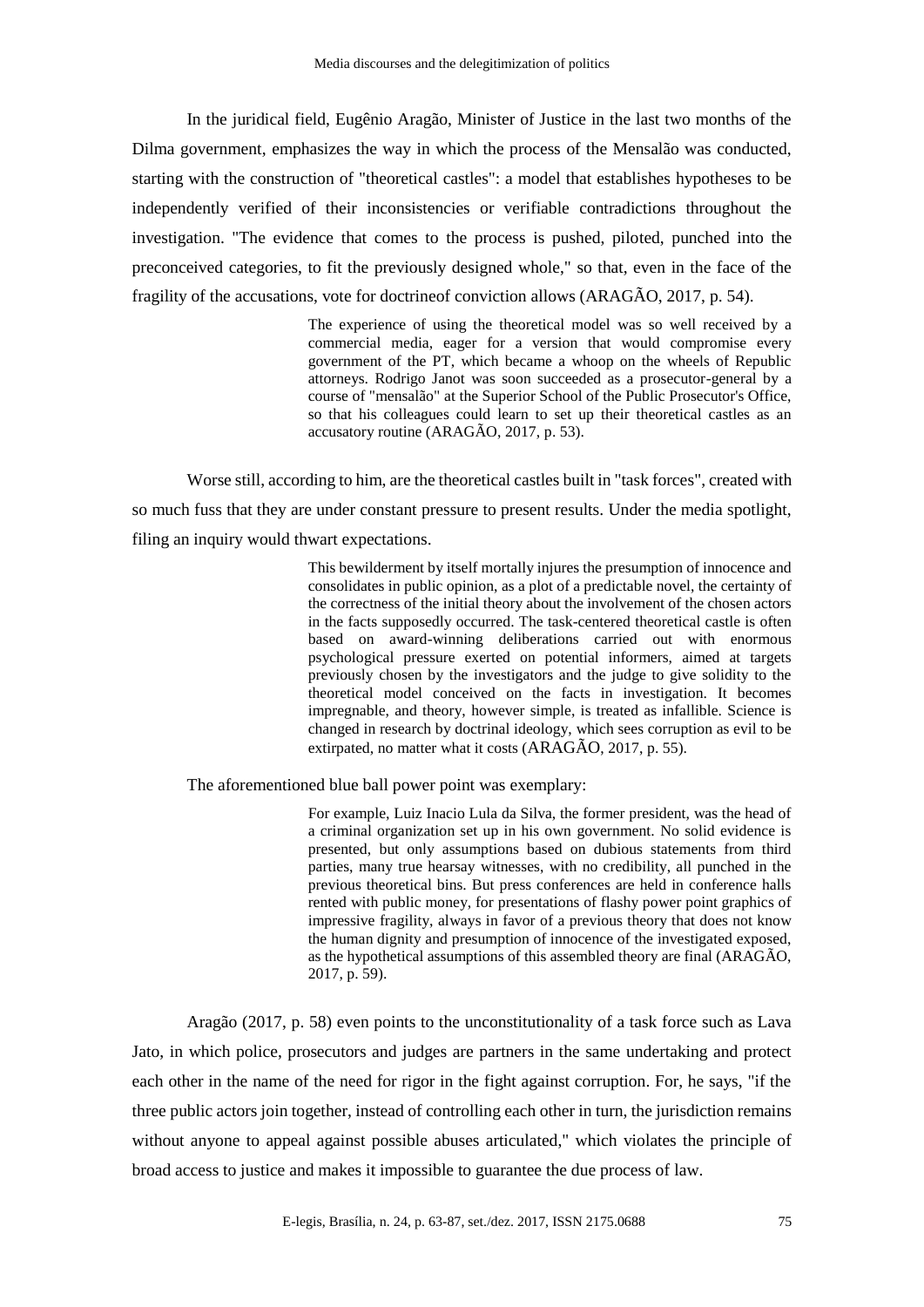In the juridical field, Eugênio Aragão, Minister of Justice in the last two months of the Dilma government, emphasizes the way in which the process of the Mensalão was conducted, starting with the construction of "theoretical castles": a model that establishes hypotheses to be independently verified of their inconsistencies or verifiable contradictions throughout the investigation. "The evidence that comes to the process is pushed, piloted, punched into the preconceived categories, to fit the previously designed whole," so that, even in the face of the fragility of the accusations, vote for doctrineof conviction allows (ARAGÃO, 2017, p. 54).

> The experience of using the theoretical model was so well received by a commercial media, eager for a version that would compromise every government of the PT, which became a whoop on the wheels of Republic attorneys. Rodrigo Janot was soon succeeded as a prosecutor-general by a course of "mensalão" at the Superior School of the Public Prosecutor's Office, so that his colleagues could learn to set up their theoretical castles as an accusatory routine (ARAGÃO, 2017, p. 53).

Worse still, according to him, are the theoretical castles built in "task forces", created with so much fuss that they are under constant pressure to present results. Under the media spotlight, filing an inquiry would thwart expectations.

> This bewilderment by itself mortally injures the presumption of innocence and consolidates in public opinion, as a plot of a predictable novel, the certainty of the correctness of the initial theory about the involvement of the chosen actors in the facts supposedly occurred. The task-centered theoretical castle is often based on award-winning deliberations carried out with enormous psychological pressure exerted on potential informers, aimed at targets previously chosen by the investigators and the judge to give solidity to the theoretical model conceived on the facts in investigation. It becomes impregnable, and theory, however simple, is treated as infallible. Science is changed in research by doctrinal ideology, which sees corruption as evil to be extirpated, no matter what it costs (ARAGÃO, 2017, p. 55).

The aforementioned blue ball power point was exemplary:

> For example, Luiz Inacio Lula da Silva, the former president, was the head of a criminal organization set up in his own government. No solid evidence is presented, but only assumptions based on dubious statements from third parties, many true hearsay witnesses, with no credibility, all punched in the previous theoretical bins. But press conferences are held in conference halls rented with public money, for presentations of flashy power point graphics of impressive fragility, always in favor of a previous theory that does not know the human dignity and presumption of innocence of the investigated exposed, as the hypothetical assumptions of this assembled theory are final (ARAGÃO, 2017, p. 59).

Aragão (2017, p. 58) even points to the unconstitutionality of a task force such as Lava Jato, in which police, prosecutors and judges are partners in the same undertaking and protect each other in the name of the need for rigor in the fight against corruption. For, he says, "if the three public actors join together, instead of controlling each other in turn, the jurisdiction remains without anyone to appeal against possible abuses articulated," which violates the principle of broad access to justice and makes it impossible to guarantee the due process of law.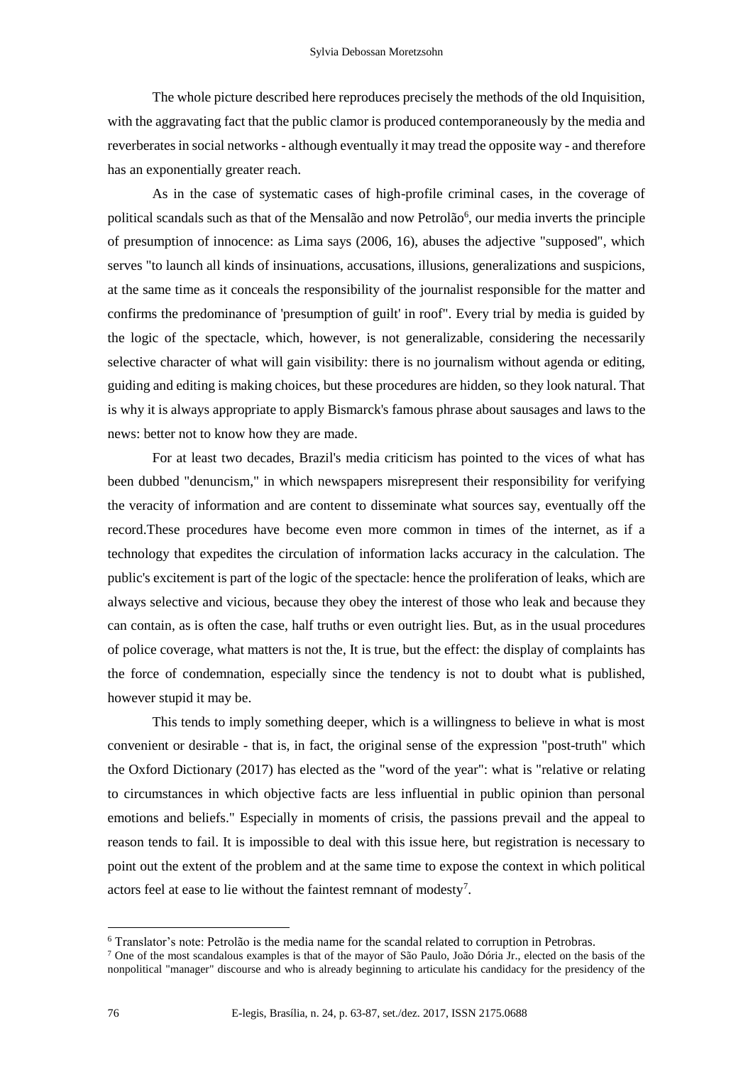The whole picture described here reproduces precisely the methods of the old Inquisition, with the aggravating fact that the public clamor is produced contemporaneously by the media and reverberates in social networks - although eventually it may tread the opposite way - and therefore has an exponentially greater reach.

As in the case of systematic cases of high-profile criminal cases, in the coverage of political scandals such as that of the Mensalão and now Petrolão[6], our media inverts the principle of presumption of innocence: as Lima says (2006, 16), abuses the adjective "supposed", which serves "to launch all kinds of insinuations, accusations, illusions, generalizations and suspicions, at the same time as it conceals the responsibility of the journalist responsible for the matter and confirms the predominance of 'presumption of guilt' in roof". Every trial by media is guided by the logic of the spectacle, which, however, is not generalizable, considering the necessarily selective character of what will gain visibility: there is no journalism without agenda or editing, guiding and editing is making choices, but these procedures are hidden, so they look natural. That is why it is always appropriate to apply Bismarck's famous phrase about sausages and laws to the news: better not to know how they are made.

For at least two decades, Brazil's media criticism has pointed to the vices of what has been dubbed "denuncism," in which newspapers misrepresent their responsibility for verifying the veracity of information and are content to disseminate what sources say, eventually off the record.These procedures have become even more common in times of the internet, as if a technology that expedites the circulation of information lacks accuracy in the calculation. The public's excitement is part of the logic of the spectacle: hence the proliferation of leaks, which are always selective and vicious, because they obey the interest of those who leak and because they can contain, as is often the case, half truths or even outright lies. But, as in the usual procedures of police coverage, what matters is not the, It is true, but the effect: the display of complaints has the force of condemnation, especially since the tendency is not to doubt what is published, however stupid it may be.

This tends to imply something deeper, which is a willingness to believe in what is most convenient or desirable - that is, in fact, the original sense of the expression "post-truth" which the Oxford Dictionary (2017) has elected as the "word of the year": what is "relative or relating to circumstances in which objective facts are less influential in public opinion than personal emotions and beliefs." Especially in moments of crisis, the passions prevail and the appeal to reason tends to fail. It is impossible to deal with this issue here, but registration is necessary to point out the extent of the problem and at the same time to expose the context in which political actors feel at ease to lie without the faintest remnant of modesty[7].

---

[6] Translator's note: Petrolão is the media name for the scandal related to corruption in Petrobras.

[7] One of the most scandalous examples is that of the mayor of São Paulo, João Dória Jr., elected on the basis of the nonpolitical "manager" discourse and who is already beginning to articulate his candidacy for the presidency of the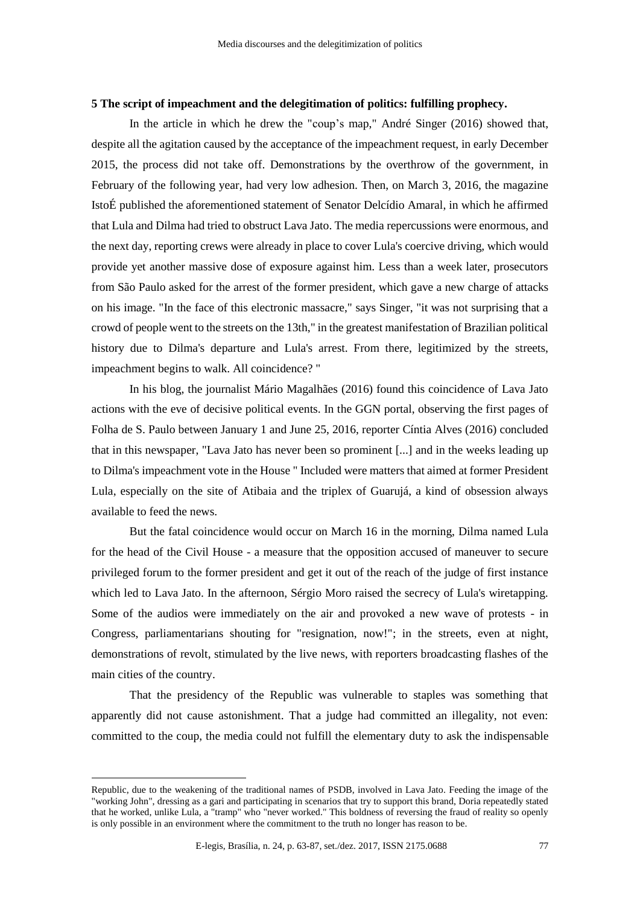### 5 The script of impeachment and the delegitimation of politics: fulfilling prophecy.

In the article in which he drew the "coup's map," André Singer (2016) showed that, despite all the agitation caused by the acceptance of the impeachment request, in early December 2015, the process did not take off. Demonstrations by the overthrow of the government, in February of the following year, had very low adhesion. Then, on March 3, 2016, the magazine IstoÉ published the aforementioned statement of Senator Delcídio Amaral, in which he affirmed that Lula and Dilma had tried to obstruct Lava Jato. The media repercussions were enormous, and the next day, reporting crews were already in place to cover Lula's coercive driving, which would provide yet another massive dose of exposure against him. Less than a week later, prosecutors from São Paulo asked for the arrest of the former president, which gave a new charge of attacks on his image. "In the face of this electronic massacre," says Singer, "it was not surprising that a crowd of people went to the streets on the 13th," in the greatest manifestation of Brazilian political history due to Dilma's departure and Lula's arrest. From there, legitimized by the streets, impeachment begins to walk. All coincidence? "

In his blog, the journalist Mário Magalhães (2016) found this coincidence of Lava Jato actions with the eve of decisive political events. In the GGN portal, observing the first pages of Folha de S. Paulo between January 1 and June 25, 2016, reporter Cíntia Alves (2016) concluded that in this newspaper, "Lava Jato has never been so prominent [...] and in the weeks leading up to Dilma's impeachment vote in the House " Included were matters that aimed at former President Lula, especially on the site of Atibaia and the triplex of Guarujá, a kind of obsession always available to feed the news.

But the fatal coincidence would occur on March 16 in the morning, Dilma named Lula for the head of the Civil House - a measure that the opposition accused of maneuver to secure privileged forum to the former president and get it out of the reach of the judge of first instance which led to Lava Jato. In the afternoon, Sérgio Moro raised the secrecy of Lula's wiretapping. Some of the audios were immediately on the air and provoked a new wave of protests - in Congress, parliamentarians shouting for "resignation, now!"; in the streets, even at night, demonstrations of revolt, stimulated by the live news, with reporters broadcasting flashes of the main cities of the country.

That the presidency of the Republic was vulnerable to staples was something that apparently did not cause astonishment. That a judge had committed an illegality, not even: committed to the coup, the media could not fulfill the elementary duty to ask the indispensable

---

Republic, due to the weakening of the traditional names of PSDB, involved in Lava Jato. Feeding the image of the "working John", dressing as a gari and participating in scenarios that try to support this brand, Doria repeatedly stated that he worked, unlike Lula, a "tramp" who "never worked." This boldness of reversing the fraud of reality so openly is only possible in an environment where the commitment to the truth no longer has reason to be.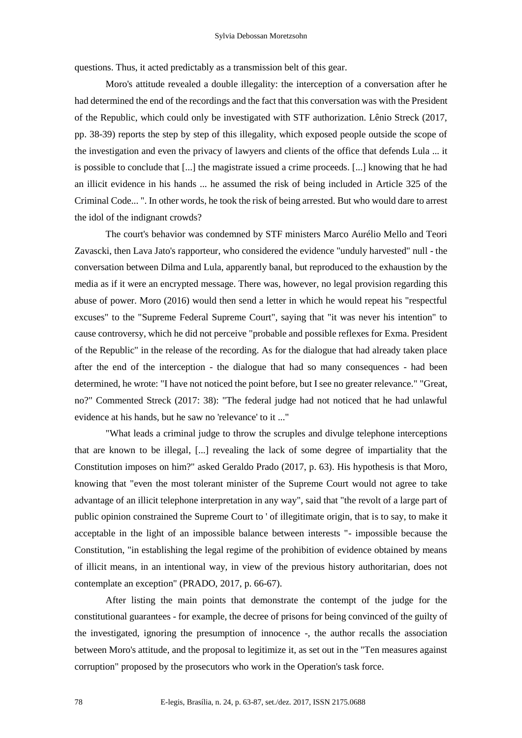questions. Thus, it acted predictably as a transmission belt of this gear.

Moro's attitude revealed a double illegality: the interception of a conversation after he had determined the end of the recordings and the fact that this conversation was with the President of the Republic, which could only be investigated with STF authorization. Lênio Streck (2017, pp. 38-39) reports the step by step of this illegality, which exposed people outside the scope of the investigation and even the privacy of lawyers and clients of the office that defends Lula ... it is possible to conclude that [...] the magistrate issued a crime proceeds. [...] knowing that he had an illicit evidence in his hands ... he assumed the risk of being included in Article 325 of the Criminal Code... ". In other words, he took the risk of being arrested. But who would dare to arrest the idol of the indignant crowds?

The court's behavior was condemned by STF ministers Marco Aurélio Mello and Teori Zavascki, then Lava Jato's rapporteur, who considered the evidence "unduly harvested" null - the conversation between Dilma and Lula, apparently banal, but reproduced to the exhaustion by the media as if it were an encrypted message. There was, however, no legal provision regarding this abuse of power. Moro (2016) would then send a letter in which he would repeat his "respectful excuses" to the "Supreme Federal Supreme Court", saying that "it was never his intention" to cause controversy, which he did not perceive "probable and possible reflexes for Exma. President of the Republic" in the release of the recording. As for the dialogue that had already taken place after the end of the interception - the dialogue that had so many consequences - had been determined, he wrote: "I have not noticed the point before, but I see no greater relevance." "Great, no?" Commented Streck (2017: 38): "The federal judge had not noticed that he had unlawful evidence at his hands, but he saw no 'relevance' to it ..."

"What leads a criminal judge to throw the scruples and divulge telephone interceptions that are known to be illegal, [...] revealing the lack of some degree of impartiality that the Constitution imposes on him?" asked Geraldo Prado (2017, p. 63). His hypothesis is that Moro, knowing that "even the most tolerant minister of the Supreme Court would not agree to take advantage of an illicit telephone interpretation in any way", said that "the revolt of a large part of public opinion constrained the Supreme Court to ' of illegitimate origin, that is to say, to make it acceptable in the light of an impossible balance between interests "- impossible because the Constitution, "in establishing the legal regime of the prohibition of evidence obtained by means of illicit means, in an intentional way, in view of the previous history authoritarian, does not contemplate an exception" (PRADO, 2017, p. 66-67).

After listing the main points that demonstrate the contempt of the judge for the constitutional guarantees - for example, the decree of prisons for being convinced of the guilty of the investigated, ignoring the presumption of innocence -, the author recalls the association between Moro's attitude, and the proposal to legitimize it, as set out in the "Ten measures against corruption" proposed by the prosecutors who work in the Operation's task force.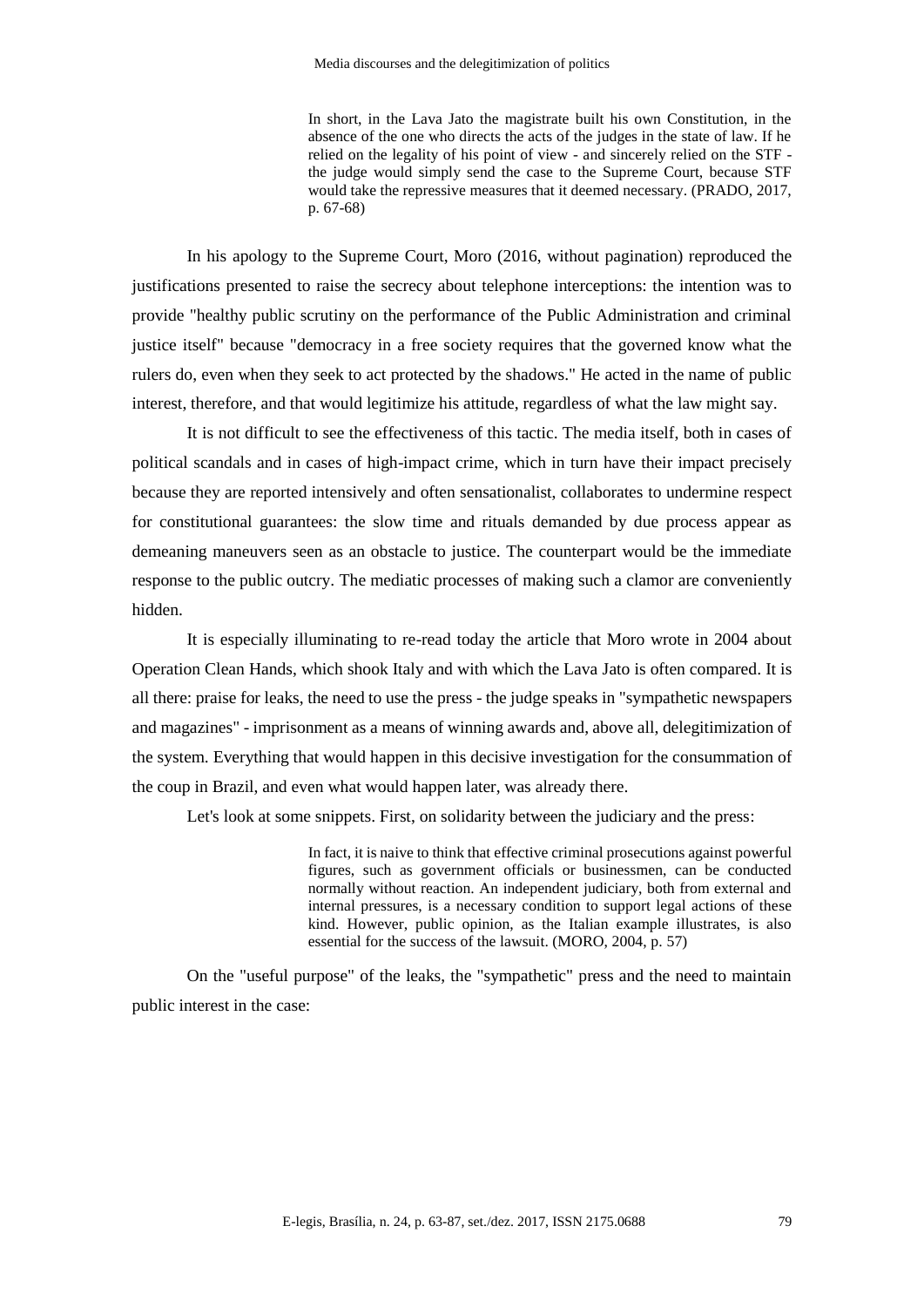> In short, in the Lava Jato the magistrate built his own Constitution, in the absence of the one who directs the acts of the judges in the state of law. If he relied on the legality of his point of view - and sincerely relied on the STF - the judge would simply send the case to the Supreme Court, because STF would take the repressive measures that it deemed necessary. (PRADO, 2017, p. 67-68)

In his apology to the Supreme Court, Moro (2016, without pagination) reproduced the justifications presented to raise the secrecy about telephone interceptions: the intention was to provide "healthy public scrutiny on the performance of the Public Administration and criminal justice itself" because "democracy in a free society requires that the governed know what the rulers do, even when they seek to act protected by the shadows." He acted in the name of public interest, therefore, and that would legitimize his attitude, regardless of what the law might say.

It is not difficult to see the effectiveness of this tactic. The media itself, both in cases of political scandals and in cases of high-impact crime, which in turn have their impact precisely because they are reported intensively and often sensationalist, collaborates to undermine respect for constitutional guarantees: the slow time and rituals demanded by due process appear as demeaning maneuvers seen as an obstacle to justice. The counterpart would be the immediate response to the public outcry. The mediatic processes of making such a clamor are conveniently hidden.

It is especially illuminating to re-read today the article that Moro wrote in 2004 about Operation Clean Hands, which shook Italy and with which the Lava Jato is often compared. It is all there: praise for leaks, the need to use the press - the judge speaks in "sympathetic newspapers and magazines" - imprisonment as a means of winning awards and, above all, delegitimization of the system. Everything that would happen in this decisive investigation for the consummation of the coup in Brazil, and even what would happen later, was already there.

Let's look at some snippets. First, on solidarity between the judiciary and the press:

> In fact, it is naive to think that effective criminal prosecutions against powerful figures, such as government officials or businessmen, can be conducted normally without reaction. An independent judiciary, both from external and internal pressures, is a necessary condition to support legal actions of these kind. However, public opinion, as the Italian example illustrates, is also essential for the success of the lawsuit. (MORO, 2004, p. 57)

On the "useful purpose" of the leaks, the "sympathetic" press and the need to maintain public interest in the case: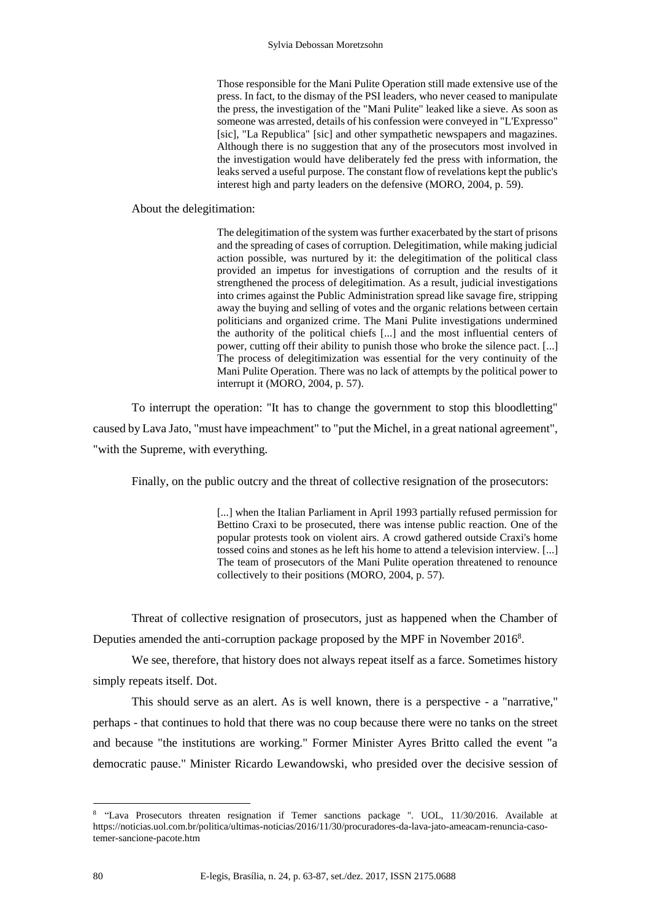> Those responsible for the Mani Pulite Operation still made extensive use of the press. In fact, to the dismay of the PSI leaders, who never ceased to manipulate the press, the investigation of the "Mani Pulite" leaked like a sieve. As soon as someone was arrested, details of his confession were conveyed in "L'Expresso" [sic], "La Republica" [sic] and other sympathetic newspapers and magazines. Although there is no suggestion that any of the prosecutors most involved in the investigation would have deliberately fed the press with information, the leaks served a useful purpose. The constant flow of revelations kept the public's interest high and party leaders on the defensive (MORO, 2004, p. 59).

About the delegitimation:

> The delegitimation of the system was further exacerbated by the start of prisons and the spreading of cases of corruption. Delegitimation, while making judicial action possible, was nurtured by it: the delegitimation of the political class provided an impetus for investigations of corruption and the results of it strengthened the process of delegitimation. As a result, judicial investigations into crimes against the Public Administration spread like savage fire, stripping away the buying and selling of votes and the organic relations between certain politicians and organized crime. The Mani Pulite investigations undermined the authority of the political chiefs [...] and the most influential centers of power, cutting off their ability to punish those who broke the silence pact. [...] The process of delegitimization was essential for the very continuity of the Mani Pulite Operation. There was no lack of attempts by the political power to interrupt it (MORO, 2004, p. 57).

To interrupt the operation: "It has to change the government to stop this bloodletting" caused by Lava Jato, "must have impeachment" to "put the Michel, in a great national agreement", "with the Supreme, with everything.

Finally, on the public outcry and the threat of collective resignation of the prosecutors:

> [...] when the Italian Parliament in April 1993 partially refused permission for Bettino Craxi to be prosecuted, there was intense public reaction. One of the popular protests took on violent airs. A crowd gathered outside Craxi's home tossed coins and stones as he left his home to attend a television interview. [...] The team of prosecutors of the Mani Pulite operation threatened to renounce collectively to their positions (MORO, 2004, p. 57).

Threat of collective resignation of prosecutors, just as happened when the Chamber of Deputies amended the anti-corruption package proposed by the MPF in November 2016[8].

We see, therefore, that history does not always repeat itself as a farce. Sometimes history simply repeats itself. Dot.

This should serve as an alert. As is well known, there is a perspective - a "narrative," perhaps - that continues to hold that there was no coup because there were no tanks on the street and because "the institutions are working." Former Minister Ayres Britto called the event "a democratic pause." Minister Ricardo Lewandowski, who presided over the decisive session of

---

[8] "Lava Prosecutors threaten resignation if Temer sanctions package ". UOL, 11/30/2016. Available at https://noticias.uol.com.br/politica/ultimas-noticias/2016/11/30/procuradores-da-lava-jato-ameacam-renuncia-caso-temer-sancione-pacote.htm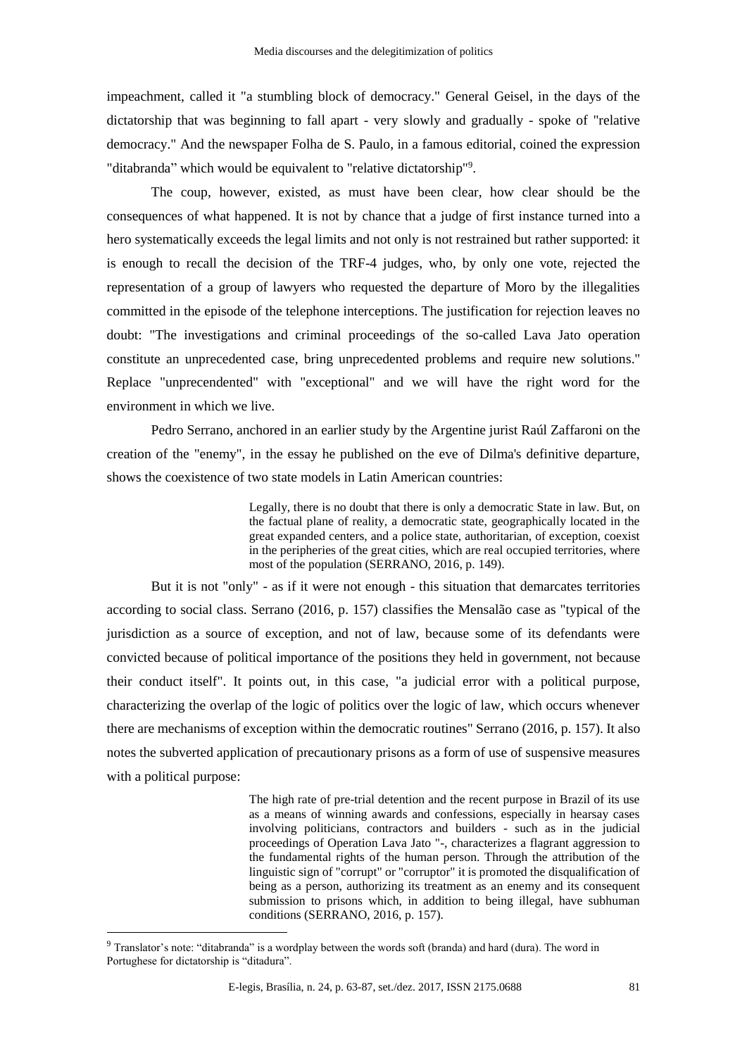impeachment, called it "a stumbling block of democracy." General Geisel, in the days of the dictatorship that was beginning to fall apart - very slowly and gradually - spoke of "relative democracy." And the newspaper Folha de S. Paulo, in a famous editorial, coined the expression "ditabranda" which would be equivalent to "relative dictatorship"[9].

The coup, however, existed, as must have been clear, how clear should be the consequences of what happened. It is not by chance that a judge of first instance turned into a hero systematically exceeds the legal limits and not only is not restrained but rather supported: it is enough to recall the decision of the TRF-4 judges, who, by only one vote, rejected the representation of a group of lawyers who requested the departure of Moro by the illegalities committed in the episode of the telephone interceptions. The justification for rejection leaves no doubt: "The investigations and criminal proceedings of the so-called Lava Jato operation constitute an unprecedented case, bring unprecedented problems and require new solutions." Replace "unprecendented" with "exceptional" and we will have the right word for the environment in which we live.

Pedro Serrano, anchored in an earlier study by the Argentine jurist Raúl Zaffaroni on the creation of the "enemy", in the essay he published on the eve of Dilma's definitive departure, shows the coexistence of two state models in Latin American countries:

> Legally, there is no doubt that there is only a democratic State in law. But, on the factual plane of reality, a democratic state, geographically located in the great expanded centers, and a police state, authoritarian, of exception, coexist in the peripheries of the great cities, which are real occupied territories, where most of the population (SERRANO, 2016, p. 149).

But it is not "only" - as if it were not enough - this situation that demarcates territories according to social class. Serrano (2016, p. 157) classifies the Mensalão case as "typical of the jurisdiction as a source of exception, and not of law, because some of its defendants were convicted because of political importance of the positions they held in government, not because their conduct itself". It points out, in this case, "a judicial error with a political purpose, characterizing the overlap of the logic of politics over the logic of law, which occurs whenever there are mechanisms of exception within the democratic routines" Serrano (2016, p. 157). It also notes the subverted application of precautionary prisons as a form of use of suspensive measures with a political purpose:

> The high rate of pre-trial detention and the recent purpose in Brazil of its use as a means of winning awards and confessions, especially in hearsay cases involving politicians, contractors and builders - such as in the judicial proceedings of Operation Lava Jato "-, characterizes a flagrant aggression to the fundamental rights of the human person. Through the attribution of the linguistic sign of "corrupt" or "corruptor" it is promoted the disqualification of being as a person, authorizing its treatment as an enemy and its consequent submission to prisons which, in addition to being illegal, have subhuman conditions (SERRANO, 2016, p. 157).

[9] Translator's note: "ditabranda" is a wordplay between the words soft (branda) and hard (dura). The word in Portughese for dictatorship is "ditadura".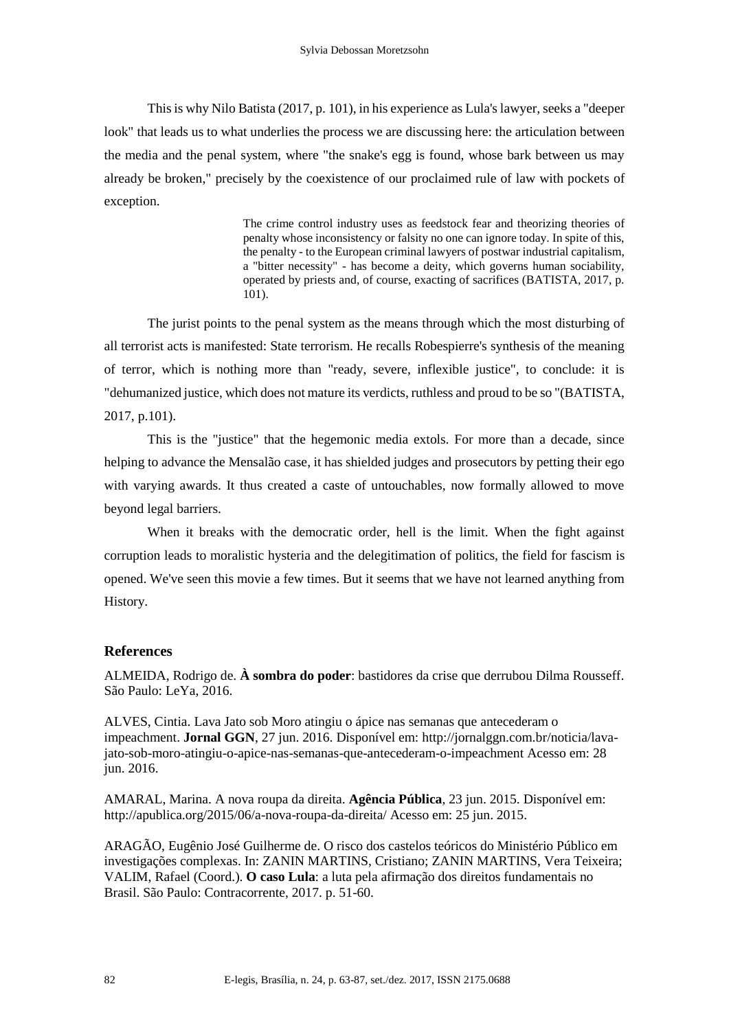This is why Nilo Batista (2017, p. 101), in his experience as Lula's lawyer, seeks a "deeper look" that leads us to what underlies the process we are discussing here: the articulation between the media and the penal system, where "the snake's egg is found, whose bark between us may already be broken," precisely by the coexistence of our proclaimed rule of law with pockets of exception.

> The crime control industry uses as feedstock fear and theorizing theories of penalty whose inconsistency or falsity no one can ignore today. In spite of this, the penalty - to the European criminal lawyers of postwar industrial capitalism, a "bitter necessity" - has become a deity, which governs human sociability, operated by priests and, of course, exacting of sacrifices (BATISTA, 2017, p. 101).

The jurist points to the penal system as the means through which the most disturbing of all terrorist acts is manifested: State terrorism. He recalls Robespierre's synthesis of the meaning of terror, which is nothing more than "ready, severe, inflexible justice", to conclude: it is "dehumanized justice, which does not mature its verdicts, ruthless and proud to be so "(BATISTA, 2017, p.101).

This is the "justice" that the hegemonic media extols. For more than a decade, since helping to advance the Mensalão case, it has shielded judges and prosecutors by petting their ego with varying awards. It thus created a caste of untouchables, now formally allowed to move beyond legal barriers.

When it breaks with the democratic order, hell is the limit. When the fight against corruption leads to moralistic hysteria and the delegitimation of politics, the field for fascism is opened. We've seen this movie a few times. But it seems that we have not learned anything from History.

## References

ALMEIDA, Rodrigo de. **À sombra do poder**: bastidores da crise que derrubou Dilma Rousseff. São Paulo: LeYa, 2016.

ALVES, Cintia. Lava Jato sob Moro atingiu o ápice nas semanas que antecederam o impeachment. **Jornal GGN**, 27 jun. 2016. Disponível em: http://jornalggn.com.br/noticia/lava-jato-sob-moro-atingiu-o-apice-nas-semanas-que-antecederam-o-impeachment Acesso em: 28 jun. 2016.

AMARAL, Marina. A nova roupa da direita. **Agência Pública**, 23 jun. 2015. Disponível em: http://apublica.org/2015/06/a-nova-roupa-da-direita/ Acesso em: 25 jun. 2015.

ARAGÃO, Eugênio José Guilherme de. O risco dos castelos teóricos do Ministério Público em investigações complexas. In: ZANIN MARTINS, Cristiano; ZANIN MARTINS, Vera Teixeira; VALIM, Rafael (Coord.). **O caso Lula**: a luta pela afirmação dos direitos fundamentais no Brasil. São Paulo: Contracorrente, 2017. p. 51-60.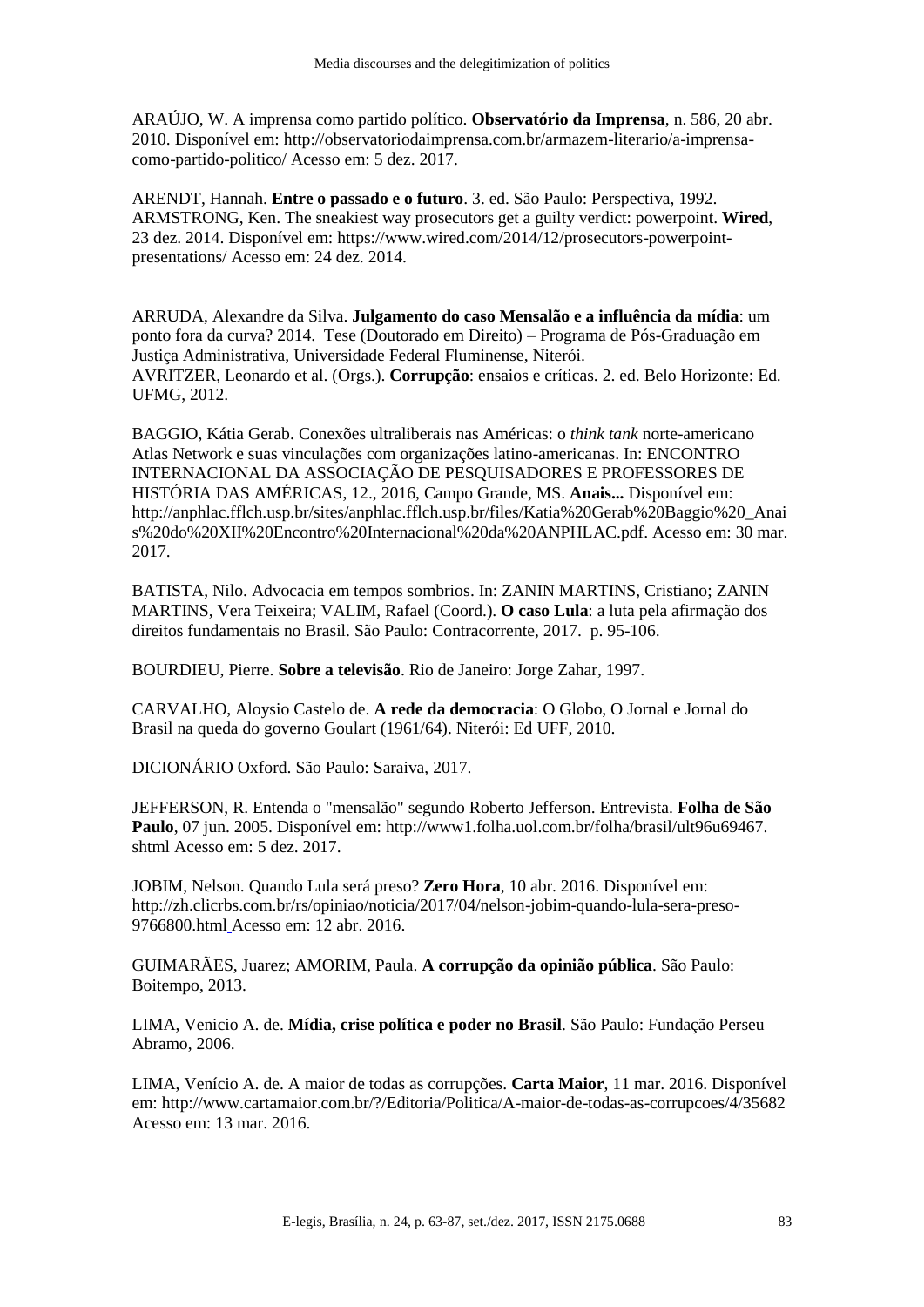ARAÚJO, W. A imprensa como partido político. **Observatório da Imprensa**, n. 586, 20 abr. 2010. Disponível em: http://observatoriodaimprensa.com.br/armazem-literario/a-imprensa-como-partido-politico/ Acesso em: 5 dez. 2017.

ARENDT, Hannah. **Entre o passado e o futuro**. 3. ed. São Paulo: Perspectiva, 1992.
ARMSTRONG, Ken. The sneakiest way prosecutors get a guilty verdict: powerpoint. **Wired**, 23 dez. 2014. Disponível em: https://www.wired.com/2014/12/prosecutors-powerpoint-presentations/ Acesso em: 24 dez. 2014.

ARRUDA, Alexandre da Silva. **Julgamento do caso Mensalão e a influência da mídia**: um ponto fora da curva? 2014. Tese (Doutorado em Direito) – Programa de Pós-Graduação em Justiça Administrativa, Universidade Federal Fluminense, Niterói.
AVRITZER, Leonardo et al. (Orgs.). **Corrupção**: ensaios e críticas. 2. ed. Belo Horizonte: Ed. UFMG, 2012.

BAGGIO, Kátia Gerab. Conexões ultraliberais nas Américas: o *think tank* norte-americano Atlas Network e suas vinculações com organizações latino-americanas. In: ENCONTRO INTERNACIONAL DA ASSOCIAÇÃO DE PESQUISADORES E PROFESSORES DE HISTÓRIA DAS AMÉRICAS, 12., 2016, Campo Grande, MS. **Anais...** Disponível em: http://anphlac.fflch.usp.br/sites/anphlac.fflch.usp.br/files/Katia%20Gerab%20Baggio%20_Anais%20do%20XII%20Encontro%20Internacional%20da%20ANPHLAC.pdf. Acesso em: 30 mar. 2017.

BATISTA, Nilo. Advocacia em tempos sombrios. In: ZANIN MARTINS, Cristiano; ZANIN MARTINS, Vera Teixeira; VALIM, Rafael (Coord.). **O caso Lula**: a luta pela afirmação dos direitos fundamentais no Brasil. São Paulo: Contracorrente, 2017. p. 95-106.

BOURDIEU, Pierre. **Sobre a televisão**. Rio de Janeiro: Jorge Zahar, 1997.

CARVALHO, Aloysio Castelo de. **A rede da democracia**: O Globo, O Jornal e Jornal do Brasil na queda do governo Goulart (1961/64). Niterói: Ed UFF, 2010.

DICIONÁRIO Oxford. São Paulo: Saraiva, 2017.

JEFFERSON, R. Entenda o "mensalão" segundo Roberto Jefferson. Entrevista. **Folha de São Paulo**, 07 jun. 2005. Disponível em: http://www1.folha.uol.com.br/folha/brasil/ult96u69467.shtml Acesso em: 5 dez. 2017.

JOBIM, Nelson. Quando Lula será preso? **Zero Hora**, 10 abr. 2016. Disponível em: http://zh.clicrbs.com.br/rs/opiniao/noticia/2017/04/nelson-jobim-quando-lula-sera-preso-9766800.html Acesso em: 12 abr. 2016.

GUIMARÃES, Juarez; AMORIM, Paula. **A corrupção da opinião pública**. São Paulo: Boitempo, 2013.

LIMA, Venicio A. de. **Mídia, crise política e poder no Brasil**. São Paulo: Fundação Perseu Abramo, 2006.

LIMA, Venício A. de. A maior de todas as corrupções. **Carta Maior**, 11 mar. 2016. Disponível em: http://www.cartamaior.com.br/?/Editoria/Politica/A-maior-de-todas-as-corrupcoes/4/35682 Acesso em: 13 mar. 2016.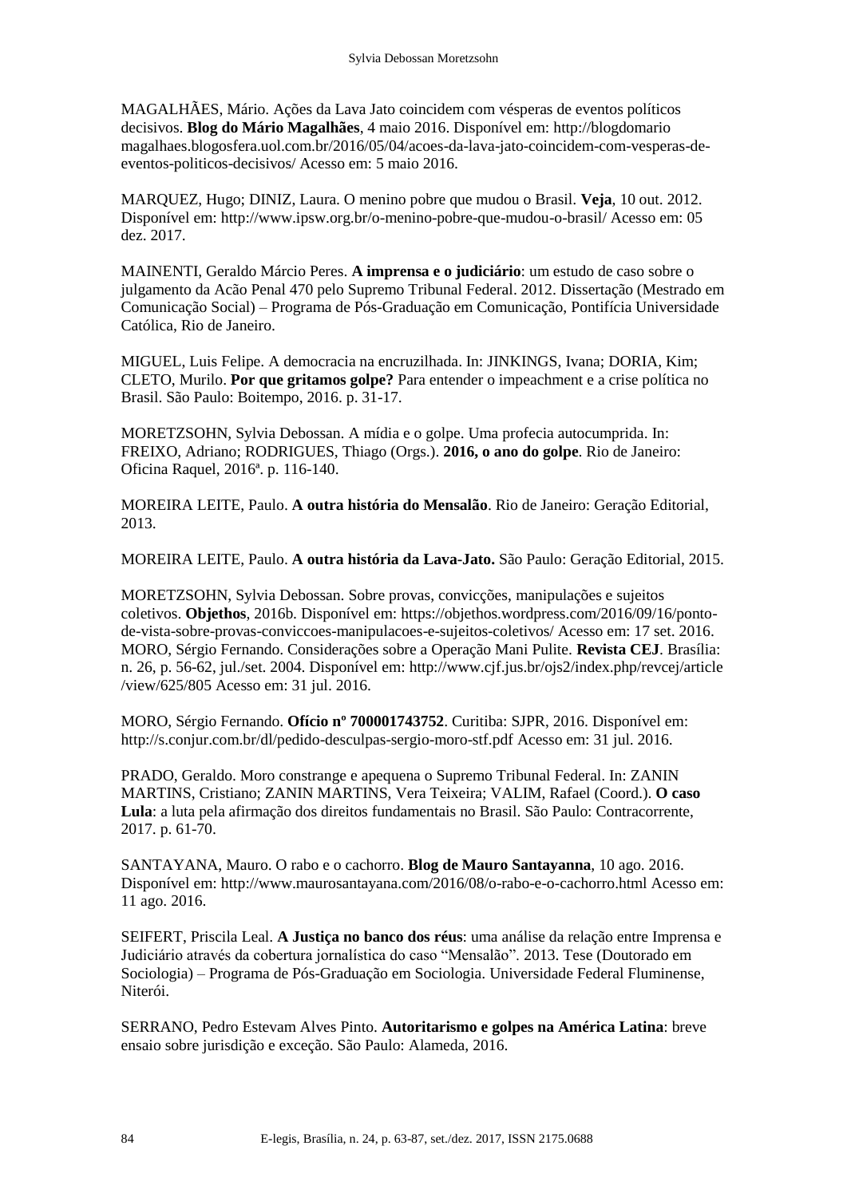MAGALHÃES, Mário. Ações da Lava Jato coincidem com vésperas de eventos políticos decisivos. **Blog do Mário Magalhães**, 4 maio 2016. Disponível em: http://blogdomario magalhaes.blogosfera.uol.com.br/2016/05/04/acoes-da-lava-jato-coincidem-com-vesperas-de-eventos-politicos-decisivos/ Acesso em: 5 maio 2016.

MARQUEZ, Hugo; DINIZ, Laura. O menino pobre que mudou o Brasil. **Veja**, 10 out. 2012. Disponível em: http://www.ipsw.org.br/o-menino-pobre-que-mudou-o-brasil/ Acesso em: 05 dez. 2017.

MAINENTI, Geraldo Márcio Peres. **A imprensa e o judiciário**: um estudo de caso sobre o julgamento da Acão Penal 470 pelo Supremo Tribunal Federal. 2012. Dissertação (Mestrado em Comunicação Social) – Programa de Pós-Graduação em Comunicação, Pontifícia Universidade Católica, Rio de Janeiro.

MIGUEL, Luis Felipe. A democracia na encruzilhada. In: JINKINGS, Ivana; DORIA, Kim; CLETO, Murilo. **Por que gritamos golpe?** Para entender o impeachment e a crise política no Brasil. São Paulo: Boitempo, 2016. p. 31-17.

MORETZSOHN, Sylvia Debossan. A mídia e o golpe. Uma profecia autocumprida. In: FREIXO, Adriano; RODRIGUES, Thiago (Orgs.). **2016, o ano do golpe**. Rio de Janeiro: Oficina Raquel, 2016ª. p. 116-140.

MOREIRA LEITE, Paulo. **A outra história do Mensalão**. Rio de Janeiro: Geração Editorial, 2013.

MOREIRA LEITE, Paulo. **A outra história da Lava-Jato.** São Paulo: Geração Editorial, 2015.

MORETZSOHN, Sylvia Debossan. Sobre provas, convicções, manipulações e sujeitos coletivos. **Objethos**, 2016b. Disponível em: https://objethos.wordpress.com/2016/09/16/ponto-de-vista-sobre-provas-conviccoes-manipulacoes-e-sujeitos-coletivos/ Acesso em: 17 set. 2016.

MORO, Sérgio Fernando. Considerações sobre a Operação Mani Pulite. **Revista CEJ**. Brasília: n. 26, p. 56-62, jul./set. 2004. Disponível em: http://www.cjf.jus.br/ojs2/index.php/revcej/article /view/625/805 Acesso em: 31 jul. 2016.

MORO, Sérgio Fernando. **Ofício nº 700001743752**. Curitiba: SJPR, 2016. Disponível em: http://s.conjur.com.br/dl/pedido-desculpas-sergio-moro-stf.pdf Acesso em: 31 jul. 2016.

PRADO, Geraldo. Moro constrange e apequena o Supremo Tribunal Federal. In: ZANIN MARTINS, Cristiano; ZANIN MARTINS, Vera Teixeira; VALIM, Rafael (Coord.). **O caso Lula**: a luta pela afirmação dos direitos fundamentais no Brasil. São Paulo: Contracorrente, 2017. p. 61-70.

SANTAYANA, Mauro. O rabo e o cachorro. **Blog de Mauro Santayanna**, 10 ago. 2016. Disponível em: http://www.maurosantayana.com/2016/08/o-rabo-e-o-cachorro.html Acesso em: 11 ago. 2016.

SEIFERT, Priscila Leal. **A Justiça no banco dos réus**: uma análise da relação entre Imprensa e Judiciário através da cobertura jornalística do caso "Mensalão". 2013. Tese (Doutorado em Sociologia) – Programa de Pós-Graduação em Sociologia. Universidade Federal Fluminense, Niterói.

SERRANO, Pedro Estevam Alves Pinto. **Autoritarismo e golpes na América Latina**: breve ensaio sobre jurisdição e exceção. São Paulo: Alameda, 2016.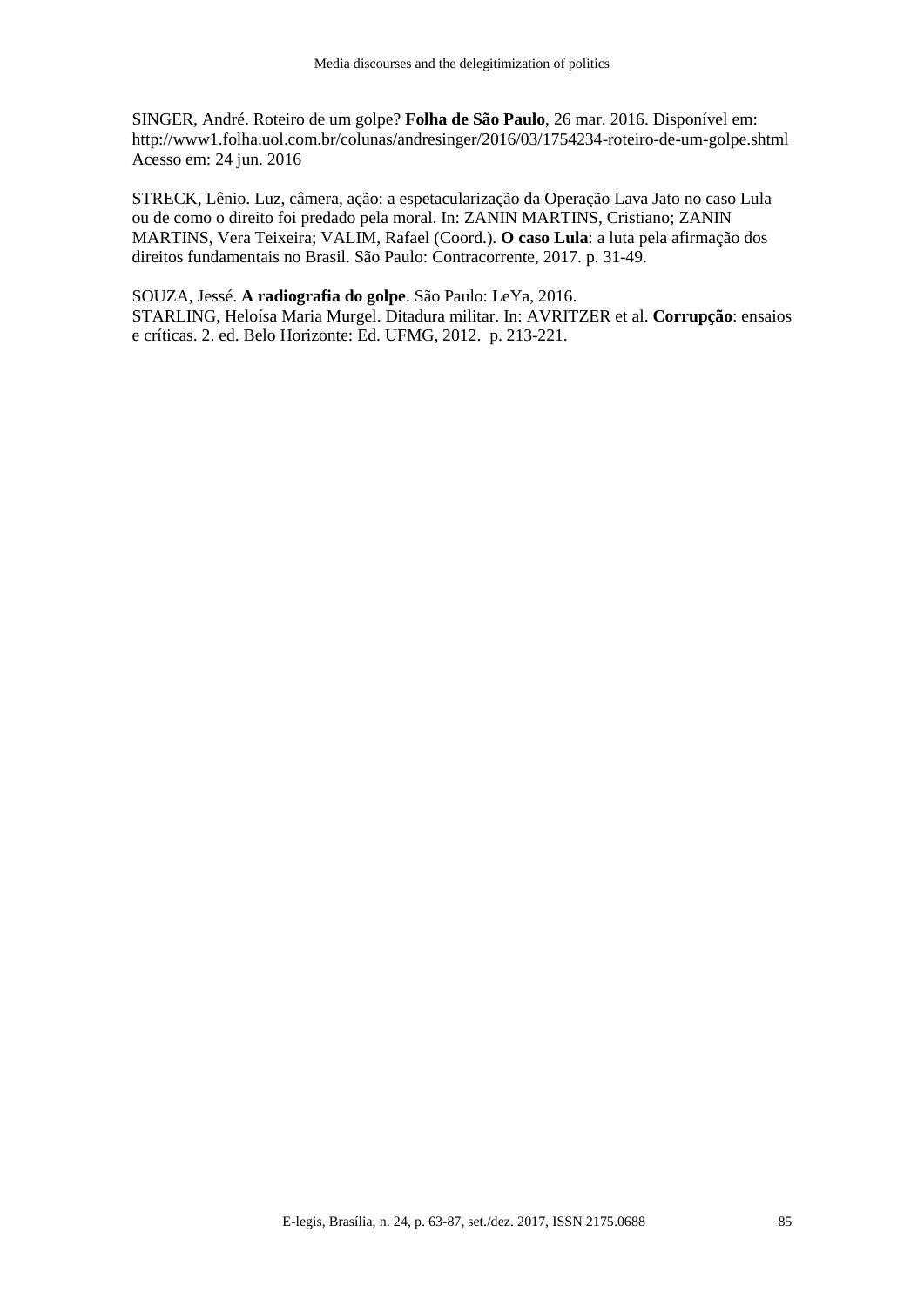SINGER, André. Roteiro de um golpe? **Folha de São Paulo**, 26 mar. 2016. Disponível em: http://www1.folha.uol.com.br/colunas/andresinger/2016/03/1754234-roteiro-de-um-golpe.shtml Acesso em: 24 jun. 2016

STRECK, Lênio. Luz, câmera, ação: a espetacularização da Operação Lava Jato no caso Lula ou de como o direito foi predado pela moral. In: ZANIN MARTINS, Cristiano; ZANIN MARTINS, Vera Teixeira; VALIM, Rafael (Coord.). **O caso Lula**: a luta pela afirmação dos direitos fundamentais no Brasil. São Paulo: Contracorrente, 2017. p. 31-49.

SOUZA, Jessé. **A radiografia do golpe**. São Paulo: LeYa, 2016.

STARLING, Heloísa Maria Murgel. Ditadura militar. In: AVRITZER et al. **Corrupção**: ensaios e críticas. 2. ed. Belo Horizonte: Ed. UFMG, 2012. p. 213-221.